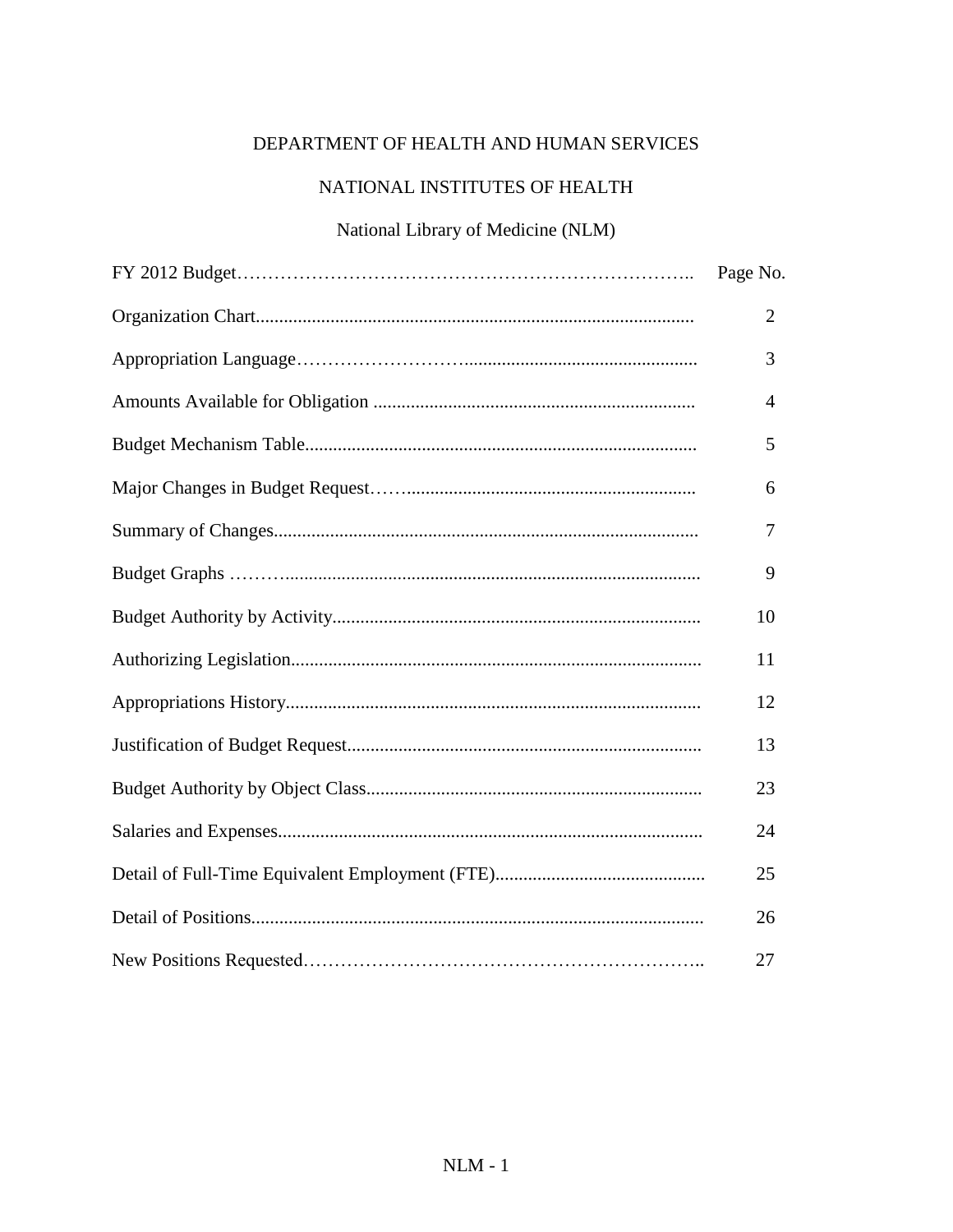# DEPARTMENT OF HEALTH AND HUMAN SERVICES

## NATIONAL INSTITUTES OF HEALTH

### National Library of Medicine (NLM)

| FY 2012 Budget | Page No. |
|---|---|
| Organization Chart | 2 |
| Appropriation Language | 3 |
| Amounts Available for Obligation | 4 |
| Budget Mechanism Table | 5 |
| Major Changes in Budget Request | 6 |
| Summary of Changes | 7 |
| Budget Graphs | 9 |
| Budget Authority by Activity | 10 |
| Authorizing Legislation | 11 |
| Appropriations History | 12 |
| Justification of Budget Request | 13 |
| Budget Authority by Object Class | 23 |
| Salaries and Expenses | 24 |
| Detail of Full-Time Equivalent Employment (FTE) | 25 |
| Detail of Positions | 26 |
| New Positions Requested | 27 |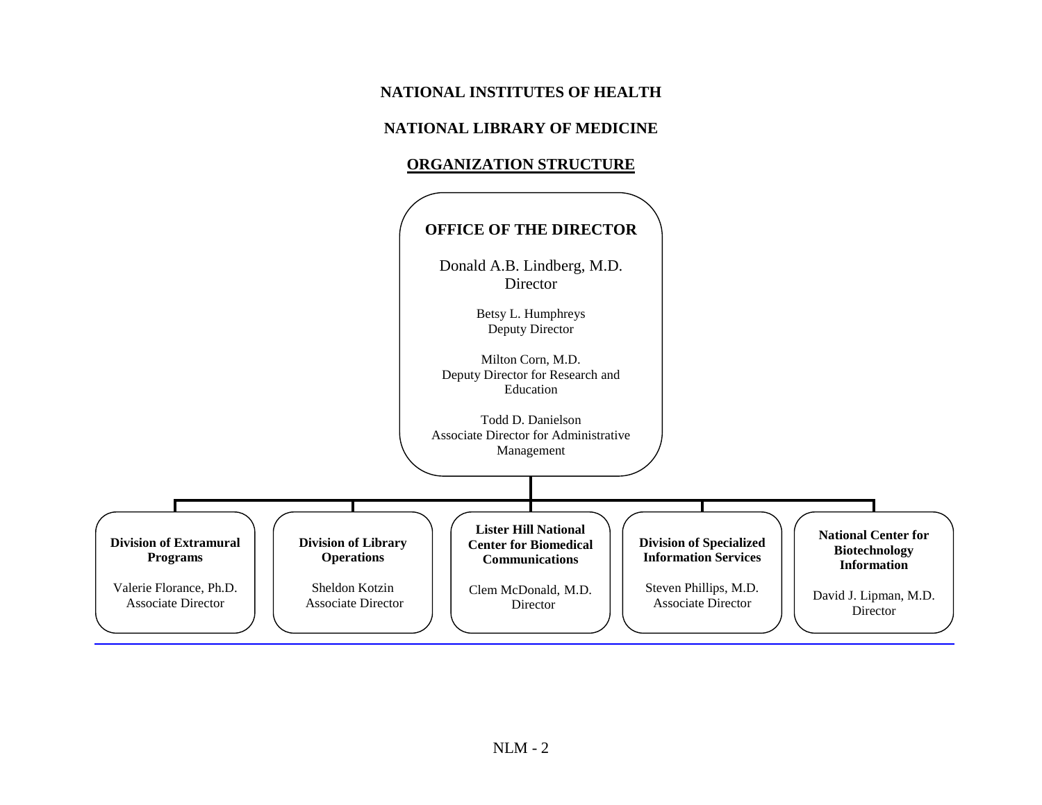# NATIONAL INSTITUTES OF HEALTH

## NATIONAL LIBRARY OF MEDICINE

### ORGANIZATION STRUCTURE

**OFFICE OF THE DIRECTOR**

Donald A.B. Lindberg, M.D.
Director

Betsy L. Humphreys
Deputy Director

Milton Corn, M.D.
Deputy Director for Research and Education

Todd D. Danielson
Associate Director for Administrative Management

---

**Division of Extramural Programs**

Valerie Florance, Ph.D.
Associate Director

**Division of Library Operations**

Sheldon Kotzin
Associate Director

**Lister Hill National Center for Biomedical Communications**

Clem McDonald, M.D.
Director

**Division of Specialized Information Services**

Steven Phillips, M.D.
Associate Director

**National Center for Biotechnology Information**

David J. Lipman, M.D.
Director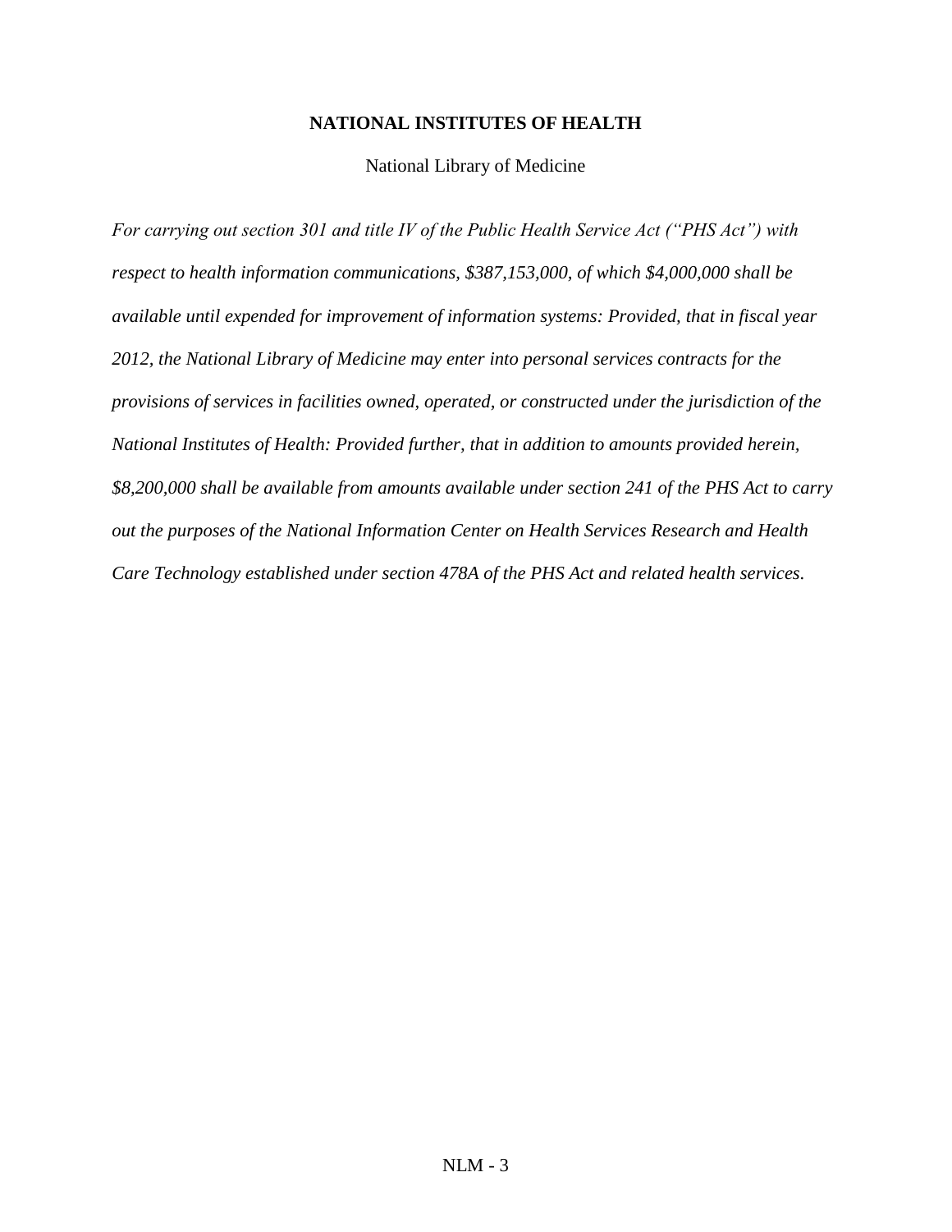# NATIONAL INSTITUTES OF HEALTH

## National Library of Medicine

*For carrying out section 301 and title IV of the Public Health Service Act ("PHS Act") with respect to health information communications, $387,153,000, of which $4,000,000 shall be available until expended for improvement of information systems: Provided, that in fiscal year 2012, the National Library of Medicine may enter into personal services contracts for the provisions of services in facilities owned, operated, or constructed under the jurisdiction of the National Institutes of Health: Provided further, that in addition to amounts provided herein, $8,200,000 shall be available from amounts available under section 241 of the PHS Act to carry out the purposes of the National Information Center on Health Services Research and Health Care Technology established under section 478A of the PHS Act and related health services.*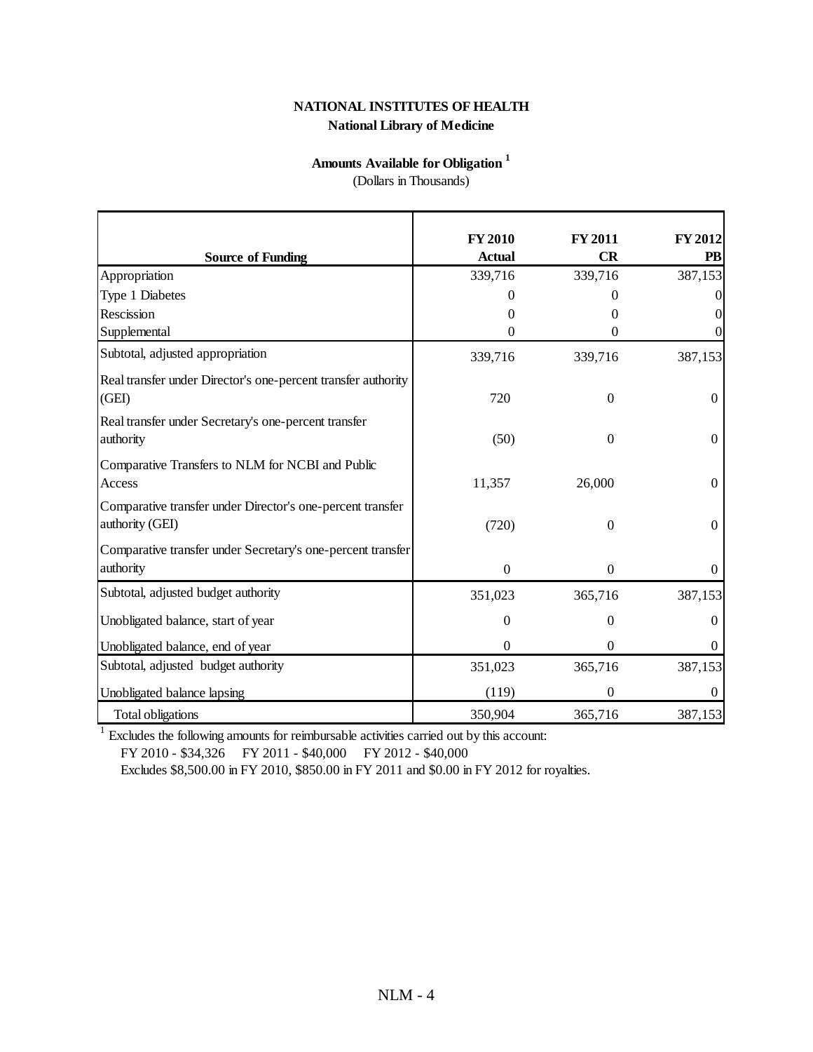**NATIONAL INSTITUTES OF HEALTH**

**National Library of Medicine**

**Amounts Available for Obligation [1]**

(Dollars in Thousands)

| Source of Funding | FY 2010 Actual | FY 2011 CR | FY 2012 PB |
|---|---|---|---|
| Appropriation | 339,716 | 339,716 | 387,153 |
| Type 1 Diabetes | 0 | 0 | 0 |
| Rescission | 0 | 0 | 0 |
| Supplemental | 0 | 0 | 0 |
| Subtotal, adjusted appropriation | 339,716 | 339,716 | 387,153 |
| Real transfer under Director's one-percent transfer authority (GEI) | 720 | 0 | 0 |
| Real transfer under Secretary's one-percent transfer authority | (50) | 0 | 0 |
| Comparative Transfers to NLM for NCBI and Public Access | 11,357 | 26,000 | 0 |
| Comparative transfer under Director's one-percent transfer authority (GEI) | (720) | 0 | 0 |
| Comparative transfer under Secretary's one-percent transfer authority | 0 | 0 | 0 |
| Subtotal, adjusted budget authority | 351,023 | 365,716 | 387,153 |
| Unobligated balance, start of year | 0 | 0 | 0 |
| Unobligated balance, end of year | 0 | 0 | 0 |
| Subtotal, adjusted budget authority | 351,023 | 365,716 | 387,153 |
| Unobligated balance lapsing | (119) | 0 | 0 |
| Total obligations | 350,904 | 365,716 | 387,153 |

[1] Excludes the following amounts for reimbursable activities carried out by this account:
FY 2010 - $34,326 FY 2011 - $40,000 FY 2012 - $40,000
Excludes $8,500.00 in FY 2010, $850.00 in FY 2011 and $0.00 in FY 2012 for royalties.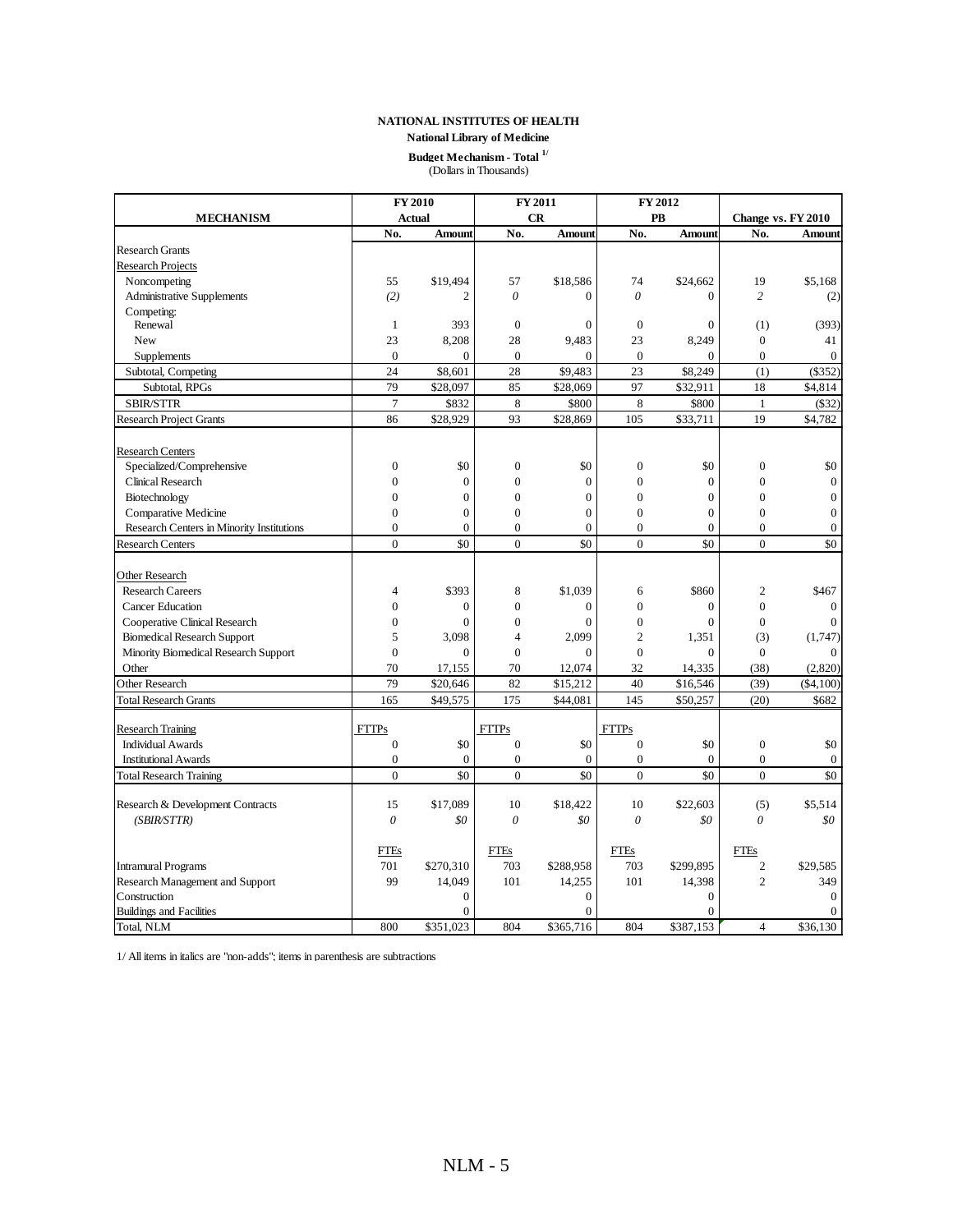**NATIONAL INSTITUTES OF HEALTH**

**National Library of Medicine**

**Budget Mechanism - Total [1/]**

(Dollars in Thousands)

| MECHANISM | FY 2010 Actual | | FY 2011 CR | | FY 2012 PB | | Change vs. FY 2010 | |
|---|---|---|---|---|---|---|---|---|
| | No. | Amount | No. | Amount | No. | Amount | No. | Amount |
| Research Grants | | | | | | | | |
| Research Projects | | | | | | | | |
| Noncompeting | 55 | $19,494 | 57 | $18,586 | 74 | $24,662 | 19 | $5,168 |
| Administrative Supplements | *(2)* | 2 | *0* | 0 | *0* | 0 | *2* | (2) |
| Competing: | | | | | | | | |
| Renewal | 1 | 393 | 0 | 0 | 0 | 0 | (1) | (393) |
| New | 23 | 8,208 | 28 | 9,483 | 23 | 8,249 | 0 | 41 |
| Supplements | 0 | 0 | 0 | 0 | 0 | 0 | 0 | 0 |
| Subtotal, Competing | 24 | $8,601 | 28 | $9,483 | 23 | $8,249 | (1) | ($352) |
| Subtotal, RPGs | 79 | $28,097 | 85 | $28,069 | 97 | $32,911 | 18 | $4,814 |
| SBIR/STTR | 7 | $832 | 8 | $800 | 8 | $800 | 1 | ($32) |
| Research Project Grants | 86 | $28,929 | 93 | $28,869 | 105 | $33,711 | 19 | $4,782 |
| | | | | | | | | |
| Research Centers | | | | | | | | |
| Specialized/Comprehensive | 0 | $0 | 0 | $0 | 0 | $0 | 0 | $0 |
| Clinical Research | 0 | 0 | 0 | 0 | 0 | 0 | 0 | 0 |
| Biotechnology | 0 | 0 | 0 | 0 | 0 | 0 | 0 | 0 |
| Comparative Medicine | 0 | 0 | 0 | 0 | 0 | 0 | 0 | 0 |
| Research Centers in Minority Institutions | 0 | 0 | 0 | 0 | 0 | 0 | 0 | 0 |
| Research Centers | 0 | $0 | 0 | $0 | 0 | $0 | 0 | $0 |
| | | | | | | | | |
| Other Research | | | | | | | | |
| Research Careers | 4 | $393 | 8 | $1,039 | 6 | $860 | 2 | $467 |
| Cancer Education | 0 | 0 | 0 | 0 | 0 | 0 | 0 | 0 |
| Cooperative Clinical Research | 0 | 0 | 0 | 0 | 0 | 0 | 0 | 0 |
| Biomedical Research Support | 5 | 3,098 | 4 | 2,099 | 2 | 1,351 | (3) | (1,747) |
| Minority Biomedical Research Support | 0 | 0 | 0 | 0 | 0 | 0 | 0 | 0 |
| Other | 70 | 17,155 | 70 | 12,074 | 32 | 14,335 | (38) | (2,820) |
| Other Research | 79 | $20,646 | 82 | $15,212 | 40 | $16,546 | (39) | ($4,100) |
| Total Research Grants | 165 | $49,575 | 175 | $44,081 | 145 | $50,257 | (20) | $682 |
| | | | | | | | | |
| Research Training | FTTPs | | FTTPs | | FTTPs | | | |
| Individual Awards | 0 | $0 | 0 | $0 | 0 | $0 | 0 | $0 |
| Institutional Awards | 0 | 0 | 0 | 0 | 0 | 0 | 0 | 0 |
| Total Research Training | 0 | $0 | 0 | $0 | 0 | $0 | 0 | $0 |
| | | | | | | | | |
| Research & Development Contracts | 15 | $17,089 | 10 | $18,422 | 10 | $22,603 | (5) | $5,514 |
| *(SBIR/STTR)* | *0* | *$0* | *0* | *$0* | *0* | *$0* | *0* | *$0* |
| | | | | | | | | |
| | FTEs | | FTEs | | FTEs | | FTEs | |
| Intramural Programs | 701 | $270,310 | 703 | $288,958 | 703 | $299,895 | 2 | $29,585 |
| Research Management and Support | 99 | 14,049 | 101 | 14,255 | 101 | 14,398 | 2 | 349 |
| Construction | | 0 | | 0 | | 0 | | 0 |
| Buildings and Facilities | | 0 | | 0 | | 0 | | 0 |
| Total, NLM | 800 | $351,023 | 804 | $365,716 | 804 | $387,153 | 4 | $36,130 |

1/ All items in italics are "non-adds"; items in parenthesis are subtractions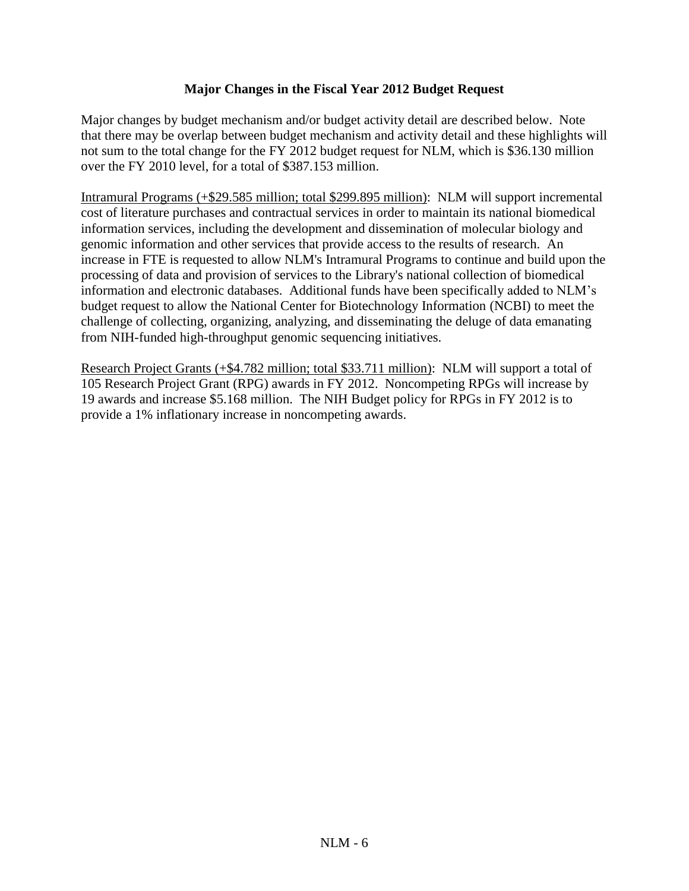## Major Changes in the Fiscal Year 2012 Budget Request

Major changes by budget mechanism and/or budget activity detail are described below. Note that there may be overlap between budget mechanism and activity detail and these highlights will not sum to the total change for the FY 2012 budget request for NLM, which is $36.130 million over the FY 2010 level, for a total of $387.153 million.

<u>Intramural Programs (+$29.585 million; total $299.895 million)</u>: NLM will support incremental cost of literature purchases and contractual services in order to maintain its national biomedical information services, including the development and dissemination of molecular biology and genomic information and other services that provide access to the results of research. An increase in FTE is requested to allow NLM's Intramural Programs to continue and build upon the processing of data and provision of services to the Library's national collection of biomedical information and electronic databases. Additional funds have been specifically added to NLM's budget request to allow the National Center for Biotechnology Information (NCBI) to meet the challenge of collecting, organizing, analyzing, and disseminating the deluge of data emanating from NIH-funded high-throughput genomic sequencing initiatives.

<u>Research Project Grants (+$4.782 million; total $33.711 million)</u>: NLM will support a total of 105 Research Project Grant (RPG) awards in FY 2012. Noncompeting RPGs will increase by 19 awards and increase $5.168 million. The NIH Budget policy for RPGs in FY 2012 is to provide a 1% inflationary increase in noncompeting awards.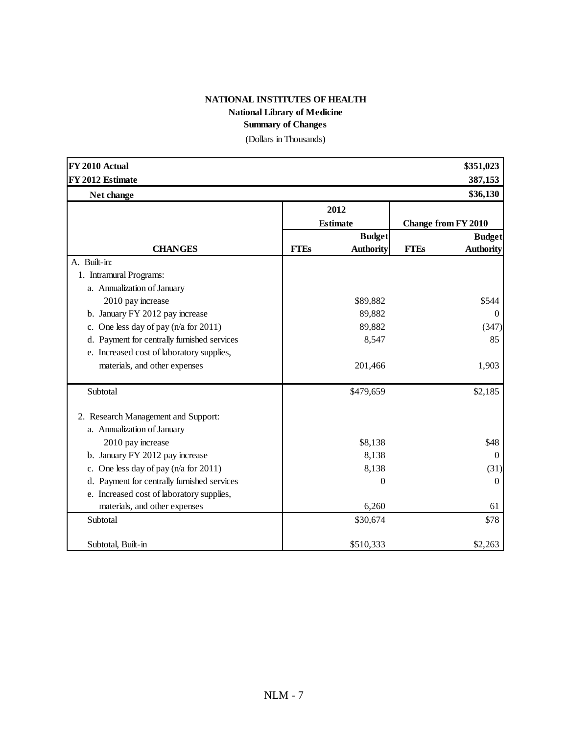**NATIONAL INSTITUTES OF HEALTH**

**National Library of Medicine**

**Summary of Changes**

(Dollars in Thousands)

| **FY 2010 Actual** | | | | **\$351,023** |
|---|---|---|---|---|
| **FY 2012 Estimate** | | | | **387,153** |
| **Net change** | | | | **\$36,130** |
| | **2012 Estimate** | | **Change from FY 2010** | |
| **CHANGES** | **FTEs** | **Budget Authority** | **FTEs** | **Budget Authority** |
| A. Built-in: | | | | |
| 1. Intramural Programs: | | | | |
| a. Annualization of January 2010 pay increase | | \$89,882 | | \$544 |
| b. January FY 2012 pay increase | | 89,882 | | 0 |
| c. One less day of pay (n/a for 2011) | | 89,882 | | (347) |
| d. Payment for centrally furnished services | | 8,547 | | 85 |
| e. Increased cost of laboratory supplies, materials, and other expenses | | 201,466 | | 1,903 |
| Subtotal | | \$479,659 | | \$2,185 |
| 2. Research Management and Support: | | | | |
| a. Annualization of January 2010 pay increase | | \$8,138 | | \$48 |
| b. January FY 2012 pay increase | | 8,138 | | 0 |
| c. One less day of pay (n/a for 2011) | | 8,138 | | (31) |
| d. Payment for centrally furnished services | | 0 | | 0 |
| e. Increased cost of laboratory supplies, materials, and other expenses | | 6,260 | | 61 |
| Subtotal | | \$30,674 | | \$78 |
| Subtotal, Built-in | | \$510,333 | | \$2,263 |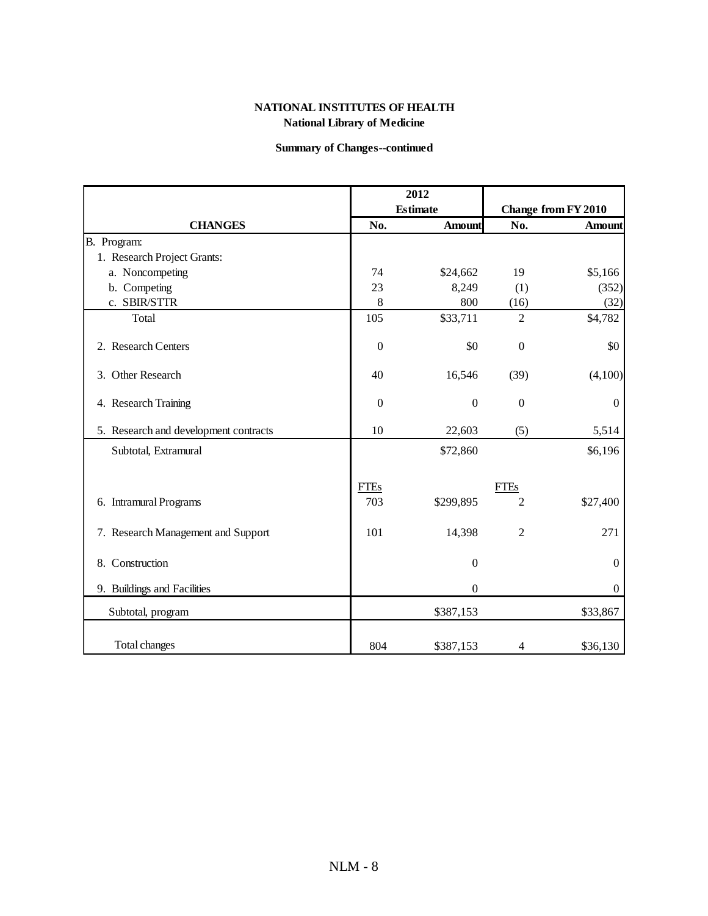**NATIONAL INSTITUTES OF HEALTH**
**National Library of Medicine**

**Summary of Changes--continued**

| CHANGES | 2012 Estimate No. | 2012 Estimate Amount | Change from FY 2010 No. | Change from FY 2010 Amount |
|---|---|---|---|---|
| B. Program: | | | | |
| 1. Research Project Grants: | | | | |
| a. Noncompeting | 74 | $24,662 | 19 | $5,166 |
| b. Competing | 23 | 8,249 | (1) | (352) |
| c. SBIR/STTR | 8 | 800 | (16) | (32) |
| Total | 105 | $33,711 | 2 | $4,782 |
| 2. Research Centers | 0 | $0 | 0 | $0 |
| 3. Other Research | 40 | 16,546 | (39) | (4,100) |
| 4. Research Training | 0 | 0 | 0 | 0 |
| 5. Research and development contracts | 10 | 22,603 | (5) | 5,514 |
| Subtotal, Extramural | | $72,860 | | $6,196 |
| | FTEs | | FTEs | |
| 6. Intramural Programs | 703 | $299,895 | 2 | $27,400 |
| 7. Research Management and Support | 101 | 14,398 | 2 | 271 |
| 8. Construction | | 0 | | 0 |
| 9. Buildings and Facilities | | 0 | | 0 |
| Subtotal, program | | $387,153 | | $33,867 |
| Total changes | 804 | $387,153 | 4 | $36,130 |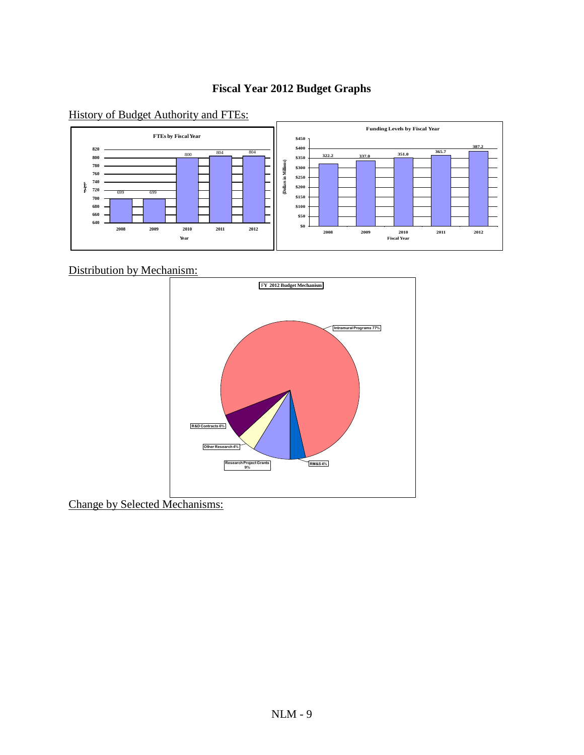# Fiscal Year 2012 Budget Graphs

History of Budget Authority and FTEs:

**FTEs by Fiscal Year**

| Year | FTEs |
|---|---|
| 2008 | 699 |
| 2009 | 699 |
| 2010 | 800 |
| 2011 | 804 |
| 2012 | 804 |

**Funding Levels by Fiscal Year**

| Fiscal Year | Dollars in Millions |
|---|---|
| 2008 | 322.2 |
| 2009 | 337.0 |
| 2010 | 351.0 |
| 2011 | 365.7 |
| 2012 | 387.2 |

Distribution by Mechanism:

**FY 2012 Budget Mechanism**

| Mechanism | Percent |
|---|---|
| Intramural Programs | 77% |
| RM&S | 4% |
| Research Project Grants | 9% |
| Other Research | 4% |
| R&D Contracts | 6% |

Change by Selected Mechanisms: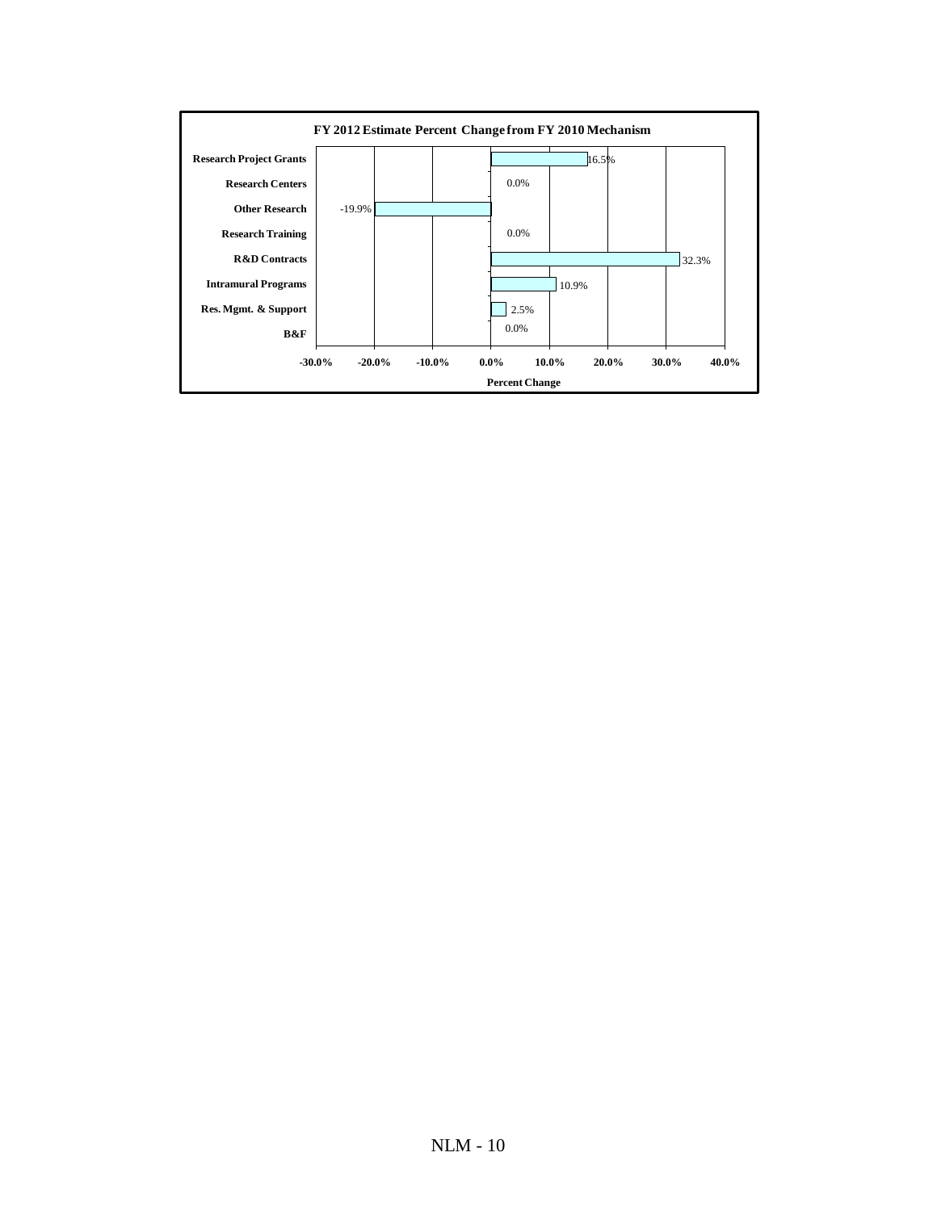**FY 2012 Estimate Percent Change from FY 2010 Mechanism**

| Mechanism | Percent Change |
|---|---|
| Research Project Grants | 16.5% |
| Research Centers | 0.0% |
| Other Research | -19.9% |
| Research Training | 0.0% |
| R&D Contracts | 32.3% |
| Intramural Programs | 10.9% |
| Res. Mgmt. & Support | 2.5% |
| B&F | 0.0% |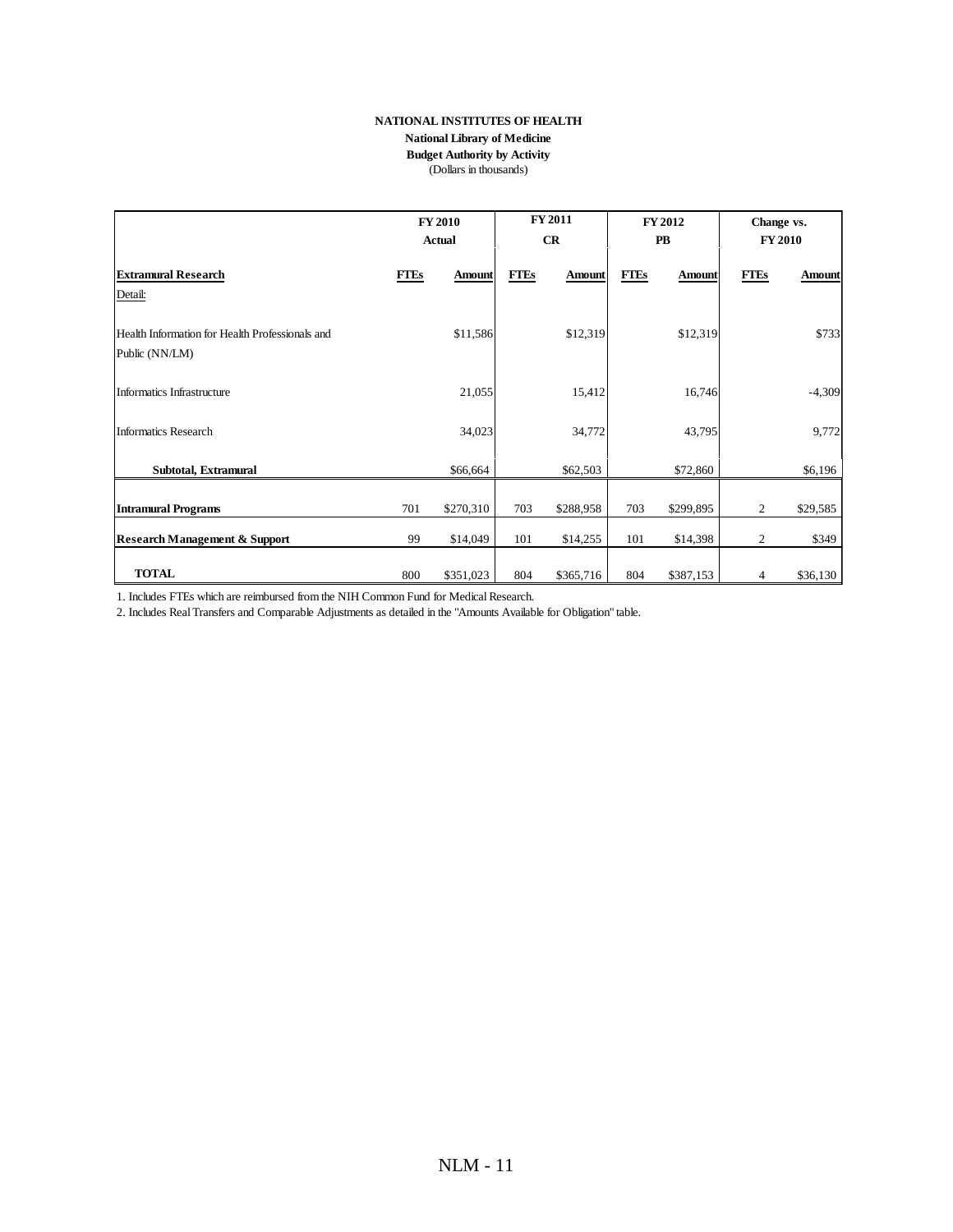**NATIONAL INSTITUTES OF HEALTH**
**National Library of Medicine**
**Budget Authority by Activity**
(Dollars in thousands)

| | FY 2010 Actual | | FY 2011 CR | | FY 2012 PB | | Change vs. FY 2010 | |
|---|---|---|---|---|---|---|---|---|
| **Extramural Research** | **FTEs** | **Amount** | **FTEs** | **Amount** | **FTEs** | **Amount** | **FTEs** | **Amount** |
| Detail: | | | | | | | | |
| Health Information for Health Professionals and Public (NN/LM) | | $11,586 | | $12,319 | | $12,319 | | $733 |
| Informatics Infrastructure | | 21,055 | | 15,412 | | 16,746 | | -4,309 |
| Informatics Research | | 34,023 | | 34,772 | | 43,795 | | 9,772 |
| **Subtotal, Extramural** | | $66,664 | | $62,503 | | $72,860 | | $6,196 |
| **Intramural Programs** | 701 | $270,310 | 703 | $288,958 | 703 | $299,895 | 2 | $29,585 |
| **Research Management & Support** | 99 | $14,049 | 101 | $14,255 | 101 | $14,398 | 2 | $349 |
| **TOTAL** | 800 | $351,023 | 804 | $365,716 | 804 | $387,153 | 4 | $36,130 |

1. Includes FTEs which are reimbursed from the NIH Common Fund for Medical Research.
2. Includes Real Transfers and Comparable Adjustments as detailed in the "Amounts Available for Obligation" table.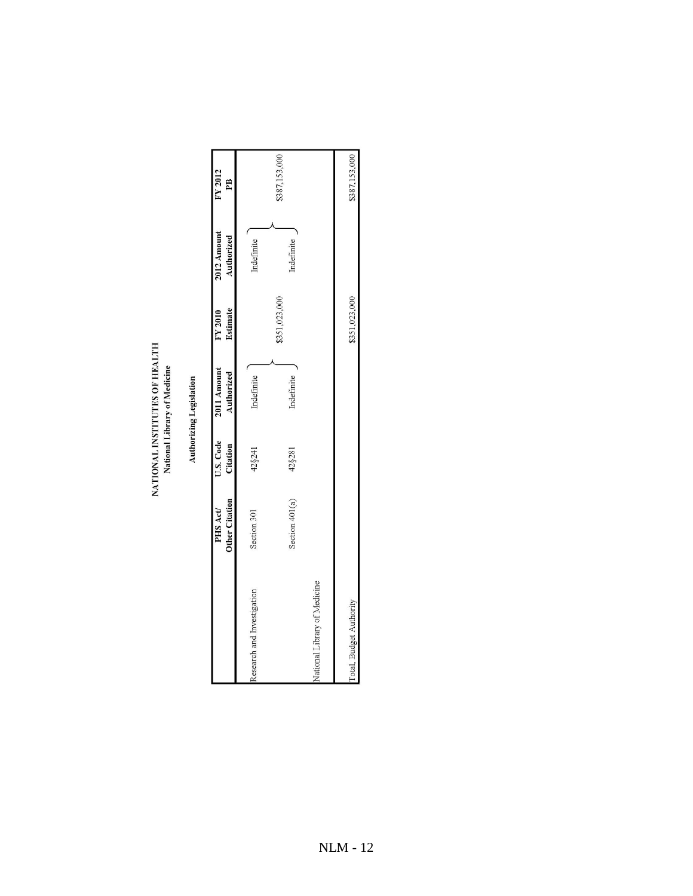# NATIONAL INSTITUTES OF HEALTH

## National Library of Medicine

### Authorizing Legislation

| | PHS Act/ Other Citation | U.S. Code Citation | 2011 Amount Authorized | FY 2010 Estimate | 2012 Amount Authorized | FY 2012 PB |
|---|---|---|---|---|---|---|
| Research and Investigation | Section 301 | 42§241 | Indefinite | | Indefinite | |
| | | | | $351,023,000 | | $387,153,000 |
| | Section 401(a) | 42§281 | Indefinite | | Indefinite | |
| National Library of Medicine | | | | | | |
| Total, Budget Authority | | | | $351,023,000 | | $387,153,000 |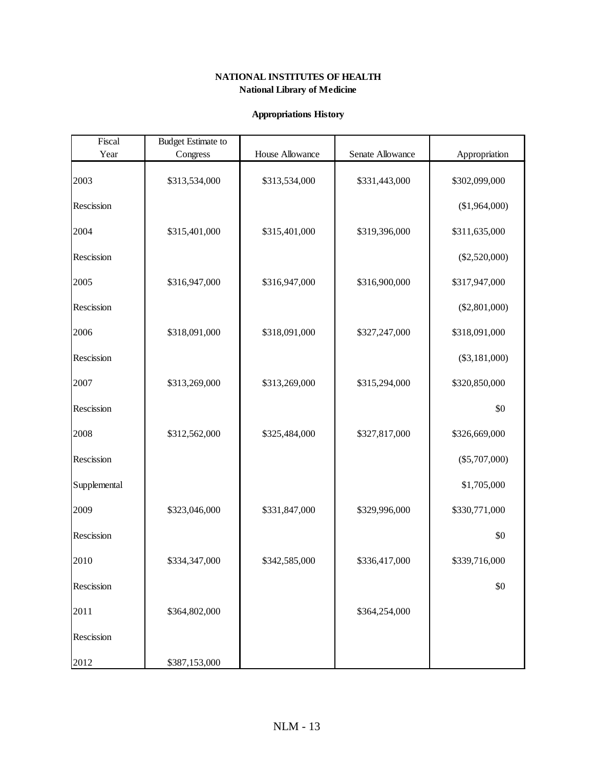**NATIONAL INSTITUTES OF HEALTH**
**National Library of Medicine**

**Appropriations History**

| Fiscal Year | Budget Estimate to Congress | House Allowance | Senate Allowance | Appropriation |
|---|---|---|---|---|
| 2003 | $313,534,000 | $313,534,000 | $331,443,000 | $302,099,000 |
| Rescission | | | | ($1,964,000) |
| 2004 | $315,401,000 | $315,401,000 | $319,396,000 | $311,635,000 |
| Rescission | | | | ($2,520,000) |
| 2005 | $316,947,000 | $316,947,000 | $316,900,000 | $317,947,000 |
| Rescission | | | | ($2,801,000) |
| 2006 | $318,091,000 | $318,091,000 | $327,247,000 | $318,091,000 |
| Rescission | | | | ($3,181,000) |
| 2007 | $313,269,000 | $313,269,000 | $315,294,000 | $320,850,000 |
| Rescission | | | | $0 |
| 2008 | $312,562,000 | $325,484,000 | $327,817,000 | $326,669,000 |
| Rescission | | | | ($5,707,000) |
| Supplemental | | | | $1,705,000 |
| 2009 | $323,046,000 | $331,847,000 | $329,996,000 | $330,771,000 |
| Rescission | | | | $0 |
| 2010 | $334,347,000 | $342,585,000 | $336,417,000 | $339,716,000 |
| Rescission | | | | $0 |
| 2011 | $364,802,000 | | $364,254,000 | |
| Rescission | | | | |
| 2012 | $387,153,000 | | | |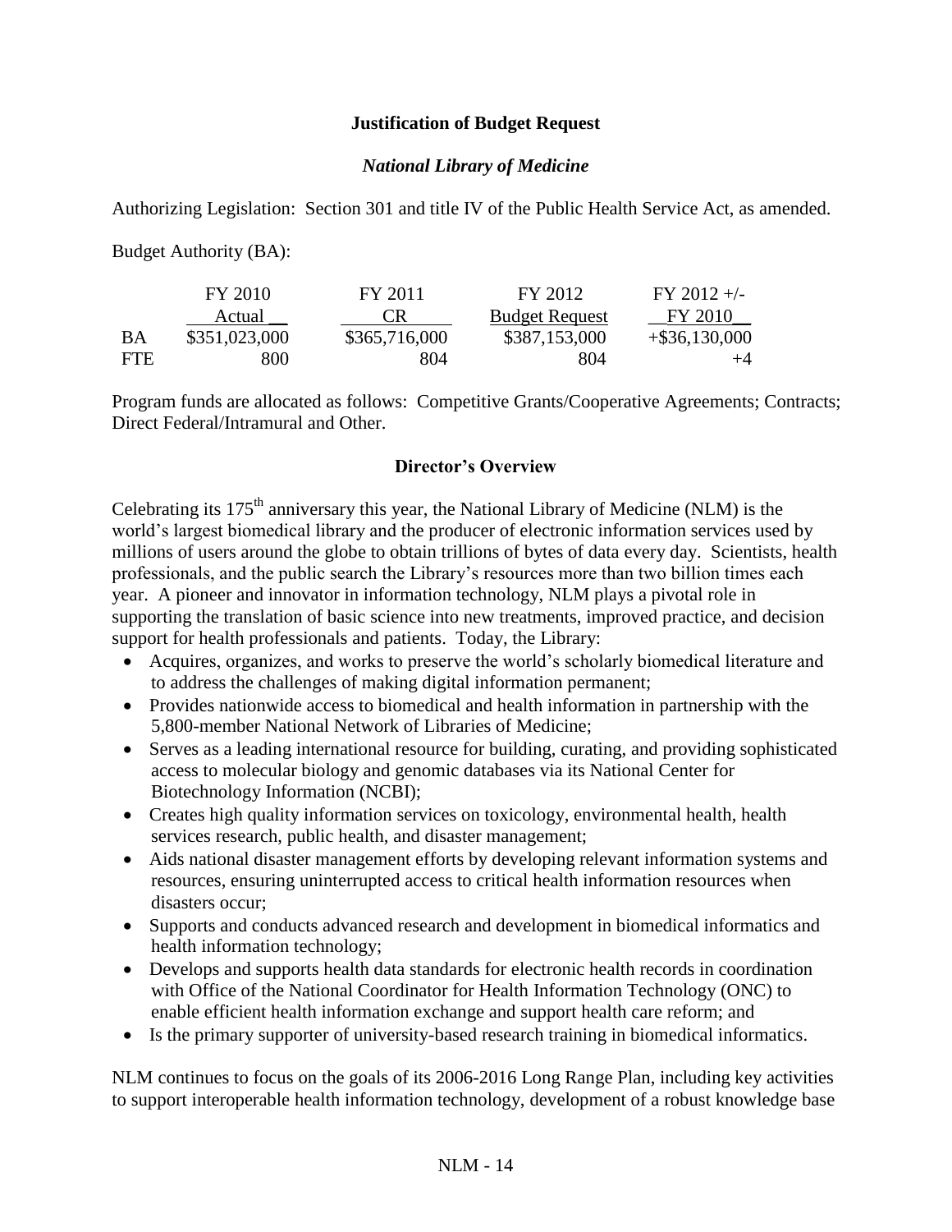**Justification of Budget Request**

***National Library of Medicine***

Authorizing Legislation: Section 301 and title IV of the Public Health Service Act, as amended.

Budget Authority (BA):

| | FY 2010 Actual | FY 2011 CR | FY 2012 Budget Request | FY 2012 +/- FY 2010 |
|---|---|---|---|---|
| BA | \$351,023,000 | \$365,716,000 | \$387,153,000 | +\$36,130,000 |
| FTE | 800 | 804 | 804 | +4 |

Program funds are allocated as follows: Competitive Grants/Cooperative Agreements; Contracts; Direct Federal/Intramural and Other.

**Director's Overview**

Celebrating its 175th anniversary this year, the National Library of Medicine (NLM) is the world's largest biomedical library and the producer of electronic information services used by millions of users around the globe to obtain trillions of bytes of data every day. Scientists, health professionals, and the public search the Library's resources more than two billion times each year. A pioneer and innovator in information technology, NLM plays a pivotal role in supporting the translation of basic science into new treatments, improved practice, and decision support for health professionals and patients. Today, the Library:

- Acquires, organizes, and works to preserve the world's scholarly biomedical literature and to address the challenges of making digital information permanent;
- Provides nationwide access to biomedical and health information in partnership with the 5,800-member National Network of Libraries of Medicine;
- Serves as a leading international resource for building, curating, and providing sophisticated access to molecular biology and genomic databases via its National Center for Biotechnology Information (NCBI);
- Creates high quality information services on toxicology, environmental health, health services research, public health, and disaster management;
- Aids national disaster management efforts by developing relevant information systems and resources, ensuring uninterrupted access to critical health information resources when disasters occur;
- Supports and conducts advanced research and development in biomedical informatics and health information technology;
- Develops and supports health data standards for electronic health records in coordination with Office of the National Coordinator for Health Information Technology (ONC) to enable efficient health information exchange and support health care reform; and
- Is the primary supporter of university-based research training in biomedical informatics.

NLM continues to focus on the goals of its 2006-2016 Long Range Plan, including key activities to support interoperable health information technology, development of a robust knowledge base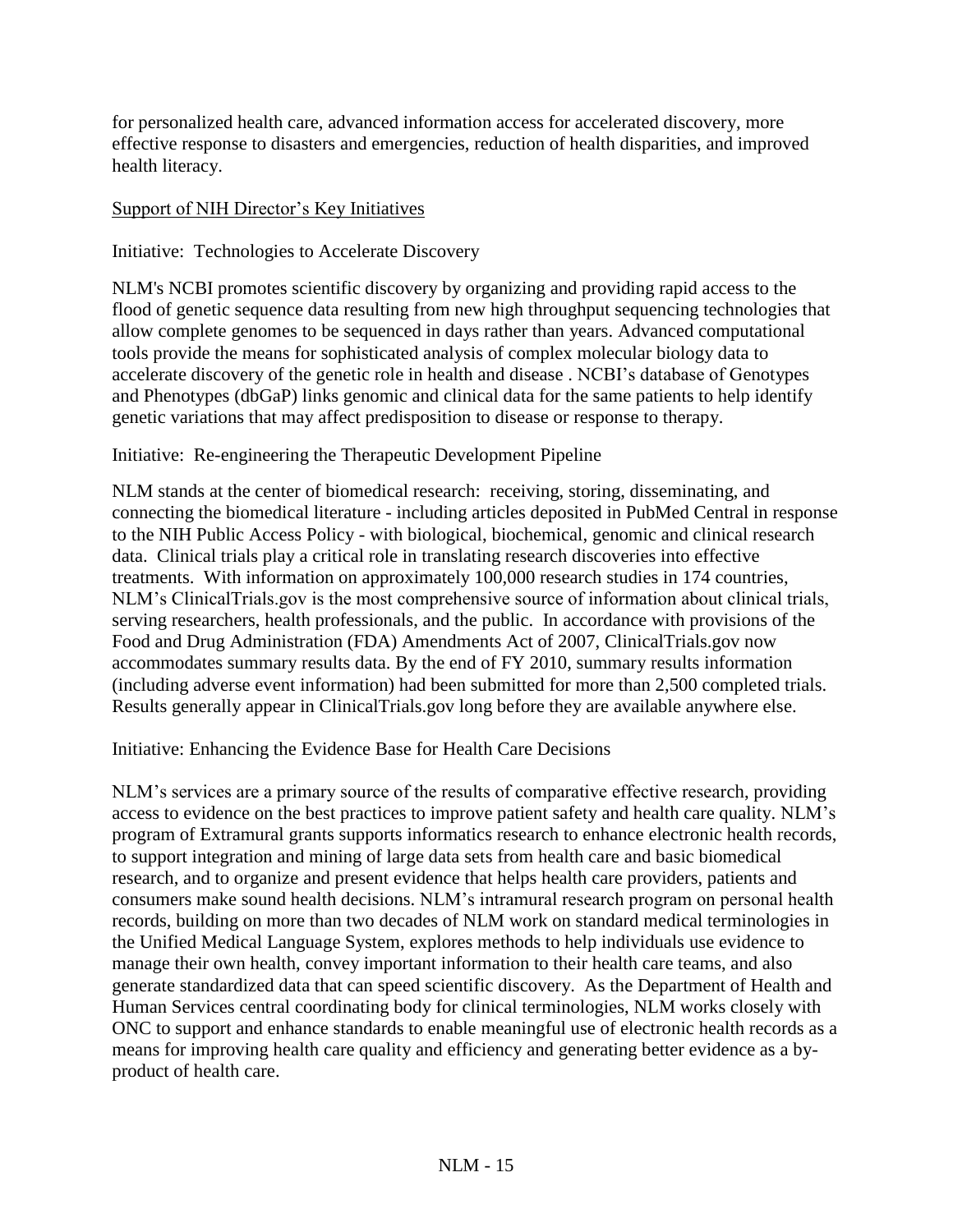for personalized health care, advanced information access for accelerated discovery, more effective response to disasters and emergencies, reduction of health disparities, and improved health literacy.

<u>Support of NIH Director's Key Initiatives</u>

Initiative: Technologies to Accelerate Discovery

NLM's NCBI promotes scientific discovery by organizing and providing rapid access to the flood of genetic sequence data resulting from new high throughput sequencing technologies that allow complete genomes to be sequenced in days rather than years. Advanced computational tools provide the means for sophisticated analysis of complex molecular biology data to accelerate discovery of the genetic role in health and disease . NCBI's database of Genotypes and Phenotypes (dbGaP) links genomic and clinical data for the same patients to help identify genetic variations that may affect predisposition to disease or response to therapy.

Initiative: Re-engineering the Therapeutic Development Pipeline

NLM stands at the center of biomedical research: receiving, storing, disseminating, and connecting the biomedical literature - including articles deposited in PubMed Central in response to the NIH Public Access Policy - with biological, biochemical, genomic and clinical research data. Clinical trials play a critical role in translating research discoveries into effective treatments. With information on approximately 100,000 research studies in 174 countries, NLM's ClinicalTrials.gov is the most comprehensive source of information about clinical trials, serving researchers, health professionals, and the public. In accordance with provisions of the Food and Drug Administration (FDA) Amendments Act of 2007, ClinicalTrials.gov now accommodates summary results data. By the end of FY 2010, summary results information (including adverse event information) had been submitted for more than 2,500 completed trials. Results generally appear in ClinicalTrials.gov long before they are available anywhere else.

Initiative: Enhancing the Evidence Base for Health Care Decisions

NLM's services are a primary source of the results of comparative effective research, providing access to evidence on the best practices to improve patient safety and health care quality. NLM's program of Extramural grants supports informatics research to enhance electronic health records, to support integration and mining of large data sets from health care and basic biomedical research, and to organize and present evidence that helps health care providers, patients and consumers make sound health decisions. NLM's intramural research program on personal health records, building on more than two decades of NLM work on standard medical terminologies in the Unified Medical Language System, explores methods to help individuals use evidence to manage their own health, convey important information to their health care teams, and also generate standardized data that can speed scientific discovery. As the Department of Health and Human Services central coordinating body for clinical terminologies, NLM works closely with ONC to support and enhance standards to enable meaningful use of electronic health records as a means for improving health care quality and efficiency and generating better evidence as a by-product of health care.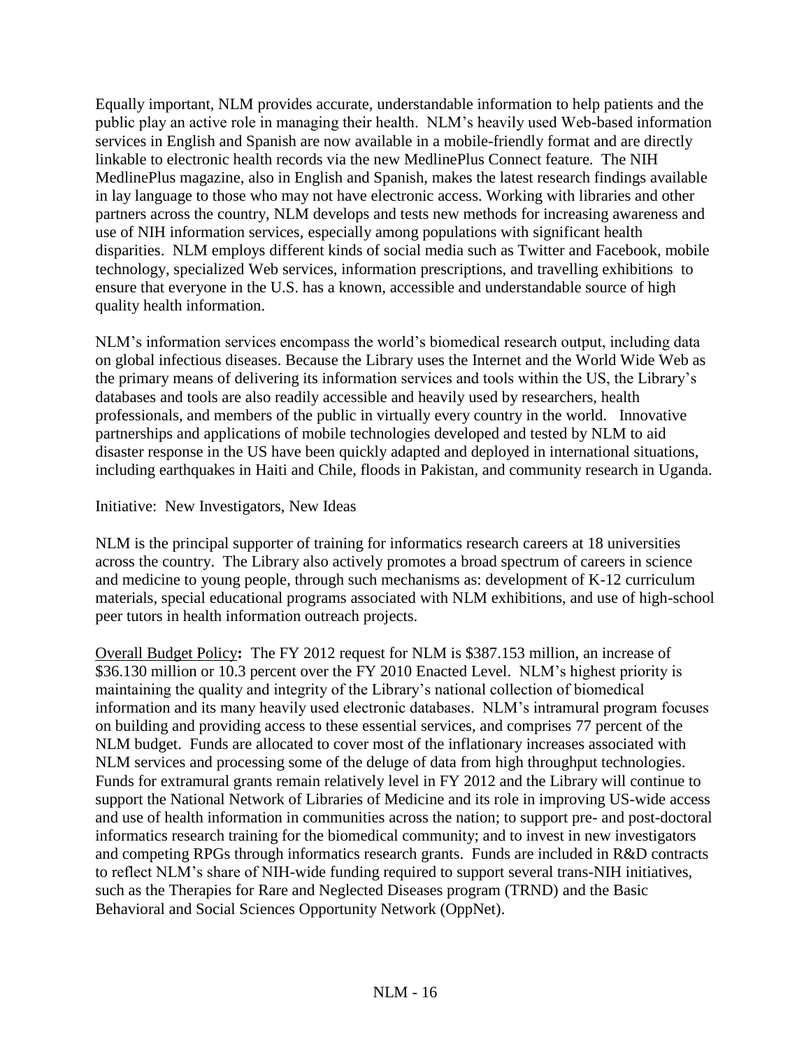Equally important, NLM provides accurate, understandable information to help patients and the public play an active role in managing their health. NLM's heavily used Web-based information services in English and Spanish are now available in a mobile-friendly format and are directly linkable to electronic health records via the new MedlinePlus Connect feature. The NIH MedlinePlus magazine, also in English and Spanish, makes the latest research findings available in lay language to those who may not have electronic access. Working with libraries and other partners across the country, NLM develops and tests new methods for increasing awareness and use of NIH information services, especially among populations with significant health disparities. NLM employs different kinds of social media such as Twitter and Facebook, mobile technology, specialized Web services, information prescriptions, and travelling exhibitions to ensure that everyone in the U.S. has a known, accessible and understandable source of high quality health information.

NLM's information services encompass the world's biomedical research output, including data on global infectious diseases. Because the Library uses the Internet and the World Wide Web as the primary means of delivering its information services and tools within the US, the Library's databases and tools are also readily accessible and heavily used by researchers, health professionals, and members of the public in virtually every country in the world. Innovative partnerships and applications of mobile technologies developed and tested by NLM to aid disaster response in the US have been quickly adapted and deployed in international situations, including earthquakes in Haiti and Chile, floods in Pakistan, and community research in Uganda.

Initiative: New Investigators, New Ideas

NLM is the principal supporter of training for informatics research careers at 18 universities across the country. The Library also actively promotes a broad spectrum of careers in science and medicine to young people, through such mechanisms as: development of K-12 curriculum materials, special educational programs associated with NLM exhibitions, and use of high-school peer tutors in health information outreach projects.

<u>Overall Budget Policy</u>**:** The FY 2012 request for NLM is \$387.153 million, an increase of \$36.130 million or 10.3 percent over the FY 2010 Enacted Level. NLM's highest priority is maintaining the quality and integrity of the Library's national collection of biomedical information and its many heavily used electronic databases. NLM's intramural program focuses on building and providing access to these essential services, and comprises 77 percent of the NLM budget. Funds are allocated to cover most of the inflationary increases associated with NLM services and processing some of the deluge of data from high throughput technologies. Funds for extramural grants remain relatively level in FY 2012 and the Library will continue to support the National Network of Libraries of Medicine and its role in improving US-wide access and use of health information in communities across the nation; to support pre- and post-doctoral informatics research training for the biomedical community; and to invest in new investigators and competing RPGs through informatics research grants. Funds are included in R&D contracts to reflect NLM's share of NIH-wide funding required to support several trans-NIH initiatives, such as the Therapies for Rare and Neglected Diseases program (TRND) and the Basic Behavioral and Social Sciences Opportunity Network (OppNet).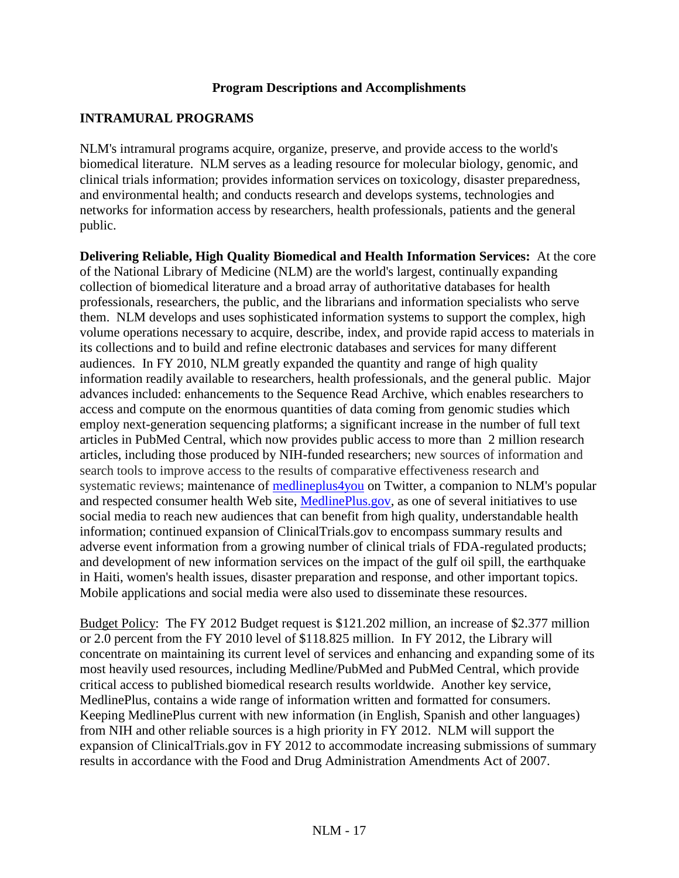## Program Descriptions and Accomplishments

### INTRAMURAL PROGRAMS

NLM's intramural programs acquire, organize, preserve, and provide access to the world's biomedical literature. NLM serves as a leading resource for molecular biology, genomic, and clinical trials information; provides information services on toxicology, disaster preparedness, and environmental health; and conducts research and develops systems, technologies and networks for information access by researchers, health professionals, patients and the general public.

**Delivering Reliable, High Quality Biomedical and Health Information Services:** At the core of the National Library of Medicine (NLM) are the world's largest, continually expanding collection of biomedical literature and a broad array of authoritative databases for health professionals, researchers, the public, and the librarians and information specialists who serve them. NLM develops and uses sophisticated information systems to support the complex, high volume operations necessary to acquire, describe, index, and provide rapid access to materials in its collections and to build and refine electronic databases and services for many different audiences. In FY 2010, NLM greatly expanded the quantity and range of high quality information readily available to researchers, health professionals, and the general public. Major advances included: enhancements to the Sequence Read Archive, which enables researchers to access and compute on the enormous quantities of data coming from genomic studies which employ next-generation sequencing platforms; a significant increase in the number of full text articles in PubMed Central, which now provides public access to more than 2 million research articles, including those produced by NIH-funded researchers; new sources of information and search tools to improve access to the results of comparative effectiveness research and systematic reviews; maintenance of medlineplus4you on Twitter, a companion to NLM's popular and respected consumer health Web site, MedlinePlus.gov, as one of several initiatives to use social media to reach new audiences that can benefit from high quality, understandable health information; continued expansion of ClinicalTrials.gov to encompass summary results and adverse event information from a growing number of clinical trials of FDA-regulated products; and development of new information services on the impact of the gulf oil spill, the earthquake in Haiti, women's health issues, disaster preparation and response, and other important topics. Mobile applications and social media were also used to disseminate these resources.

Budget Policy: The FY 2012 Budget request is $121.202 million, an increase of $2.377 million or 2.0 percent from the FY 2010 level of $118.825 million. In FY 2012, the Library will concentrate on maintaining its current level of services and enhancing and expanding some of its most heavily used resources, including Medline/PubMed and PubMed Central, which provide critical access to published biomedical research results worldwide. Another key service, MedlinePlus, contains a wide range of information written and formatted for consumers. Keeping MedlinePlus current with new information (in English, Spanish and other languages) from NIH and other reliable sources is a high priority in FY 2012. NLM will support the expansion of ClinicalTrials.gov in FY 2012 to accommodate increasing submissions of summary results in accordance with the Food and Drug Administration Amendments Act of 2007.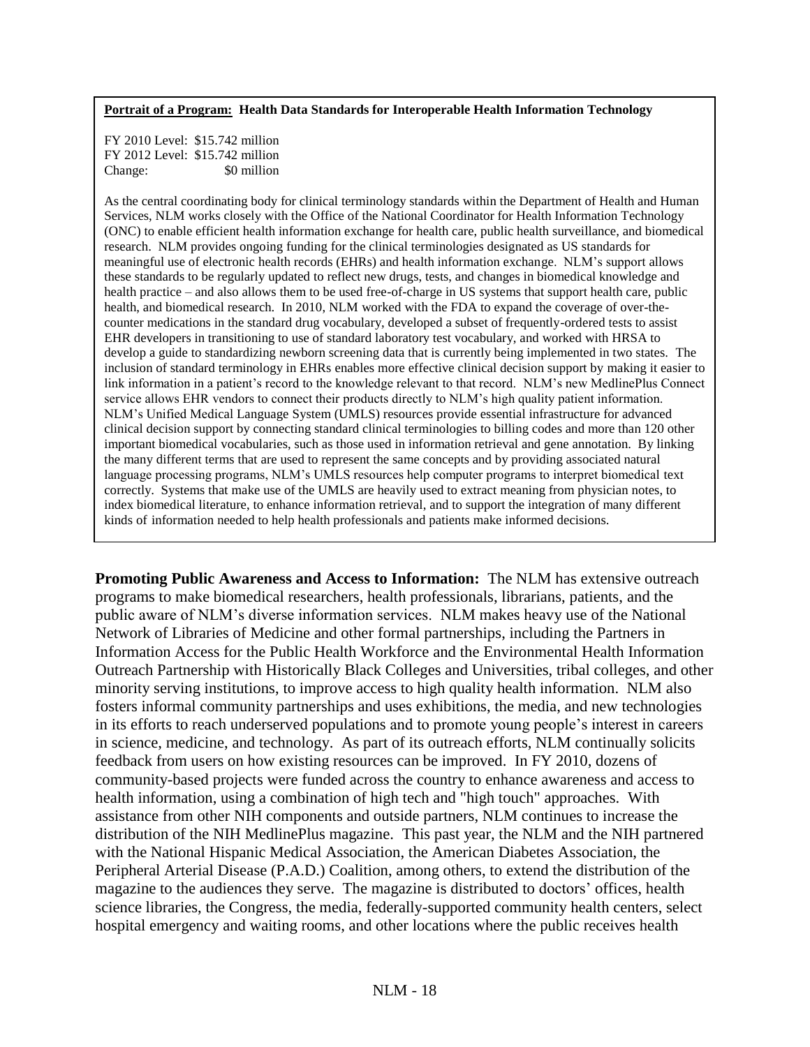**Portrait of a Program: Health Data Standards for Interoperable Health Information Technology**

FY 2010 Level: $15.742 million
FY 2012 Level: $15.742 million
Change: $0 million

As the central coordinating body for clinical terminology standards within the Department of Health and Human Services, NLM works closely with the Office of the National Coordinator for Health Information Technology (ONC) to enable efficient health information exchange for health care, public health surveillance, and biomedical research. NLM provides ongoing funding for the clinical terminologies designated as US standards for meaningful use of electronic health records (EHRs) and health information exchange. NLM's support allows these standards to be regularly updated to reflect new drugs, tests, and changes in biomedical knowledge and health practice – and also allows them to be used free-of-charge in US systems that support health care, public health, and biomedical research. In 2010, NLM worked with the FDA to expand the coverage of over-the-counter medications in the standard drug vocabulary, developed a subset of frequently-ordered tests to assist EHR developers in transitioning to use of standard laboratory test vocabulary, and worked with HRSA to develop a guide to standardizing newborn screening data that is currently being implemented in two states. The inclusion of standard terminology in EHRs enables more effective clinical decision support by making it easier to link information in a patient's record to the knowledge relevant to that record. NLM's new MedlinePlus Connect service allows EHR vendors to connect their products directly to NLM's high quality patient information. NLM's Unified Medical Language System (UMLS) resources provide essential infrastructure for advanced clinical decision support by connecting standard clinical terminologies to billing codes and more than 120 other important biomedical vocabularies, such as those used in information retrieval and gene annotation. By linking the many different terms that are used to represent the same concepts and by providing associated natural language processing programs, NLM's UMLS resources help computer programs to interpret biomedical text correctly. Systems that make use of the UMLS are heavily used to extract meaning from physician notes, to index biomedical literature, to enhance information retrieval, and to support the integration of many different kinds of information needed to help health professionals and patients make informed decisions.

**Promoting Public Awareness and Access to Information:** The NLM has extensive outreach programs to make biomedical researchers, health professionals, librarians, patients, and the public aware of NLM's diverse information services. NLM makes heavy use of the National Network of Libraries of Medicine and other formal partnerships, including the Partners in Information Access for the Public Health Workforce and the Environmental Health Information Outreach Partnership with Historically Black Colleges and Universities, tribal colleges, and other minority serving institutions, to improve access to high quality health information. NLM also fosters informal community partnerships and uses exhibitions, the media, and new technologies in its efforts to reach underserved populations and to promote young people's interest in careers in science, medicine, and technology. As part of its outreach efforts, NLM continually solicits feedback from users on how existing resources can be improved. In FY 2010, dozens of community-based projects were funded across the country to enhance awareness and access to health information, using a combination of high tech and "high touch" approaches. With assistance from other NIH components and outside partners, NLM continues to increase the distribution of the NIH MedlinePlus magazine. This past year, the NLM and the NIH partnered with the National Hispanic Medical Association, the American Diabetes Association, the Peripheral Arterial Disease (P.A.D.) Coalition, among others, to extend the distribution of the magazine to the audiences they serve. The magazine is distributed to doctors' offices, health science libraries, the Congress, the media, federally-supported community health centers, select hospital emergency and waiting rooms, and other locations where the public receives health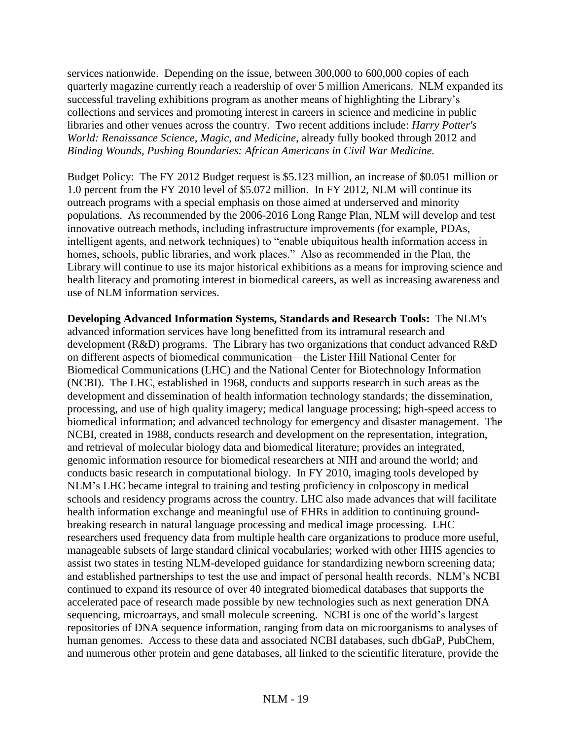services nationwide. Depending on the issue, between 300,000 to 600,000 copies of each quarterly magazine currently reach a readership of over 5 million Americans. NLM expanded its successful traveling exhibitions program as another means of highlighting the Library's collections and services and promoting interest in careers in science and medicine in public libraries and other venues across the country. Two recent additions include: *Harry Potter's World: Renaissance Science, Magic, and Medicine*, already fully booked through 2012 and *Binding Wounds, Pushing Boundaries: African Americans in Civil War Medicine.*

Budget Policy: The FY 2012 Budget request is $5.123 million, an increase of $0.051 million or 1.0 percent from the FY 2010 level of $5.072 million. In FY 2012, NLM will continue its outreach programs with a special emphasis on those aimed at underserved and minority populations. As recommended by the 2006-2016 Long Range Plan, NLM will develop and test innovative outreach methods, including infrastructure improvements (for example, PDAs, intelligent agents, and network techniques) to "enable ubiquitous health information access in homes, schools, public libraries, and work places." Also as recommended in the Plan, the Library will continue to use its major historical exhibitions as a means for improving science and health literacy and promoting interest in biomedical careers, as well as increasing awareness and use of NLM information services.

**Developing Advanced Information Systems, Standards and Research Tools:** The NLM's advanced information services have long benefitted from its intramural research and development (R&D) programs. The Library has two organizations that conduct advanced R&D on different aspects of biomedical communication—the Lister Hill National Center for Biomedical Communications (LHC) and the National Center for Biotechnology Information (NCBI). The LHC, established in 1968, conducts and supports research in such areas as the development and dissemination of health information technology standards; the dissemination, processing, and use of high quality imagery; medical language processing; high-speed access to biomedical information; and advanced technology for emergency and disaster management. The NCBI, created in 1988, conducts research and development on the representation, integration, and retrieval of molecular biology data and biomedical literature; provides an integrated, genomic information resource for biomedical researchers at NIH and around the world; and conducts basic research in computational biology. In FY 2010, imaging tools developed by NLM's LHC became integral to training and testing proficiency in colposcopy in medical schools and residency programs across the country. LHC also made advances that will facilitate health information exchange and meaningful use of EHRs in addition to continuing ground-breaking research in natural language processing and medical image processing. LHC researchers used frequency data from multiple health care organizations to produce more useful, manageable subsets of large standard clinical vocabularies; worked with other HHS agencies to assist two states in testing NLM-developed guidance for standardizing newborn screening data; and established partnerships to test the use and impact of personal health records. NLM's NCBI continued to expand its resource of over 40 integrated biomedical databases that supports the accelerated pace of research made possible by new technologies such as next generation DNA sequencing, microarrays, and small molecule screening. NCBI is one of the world's largest repositories of DNA sequence information, ranging from data on microorganisms to analyses of human genomes. Access to these data and associated NCBI databases, such dbGaP, PubChem, and numerous other protein and gene databases, all linked to the scientific literature, provide the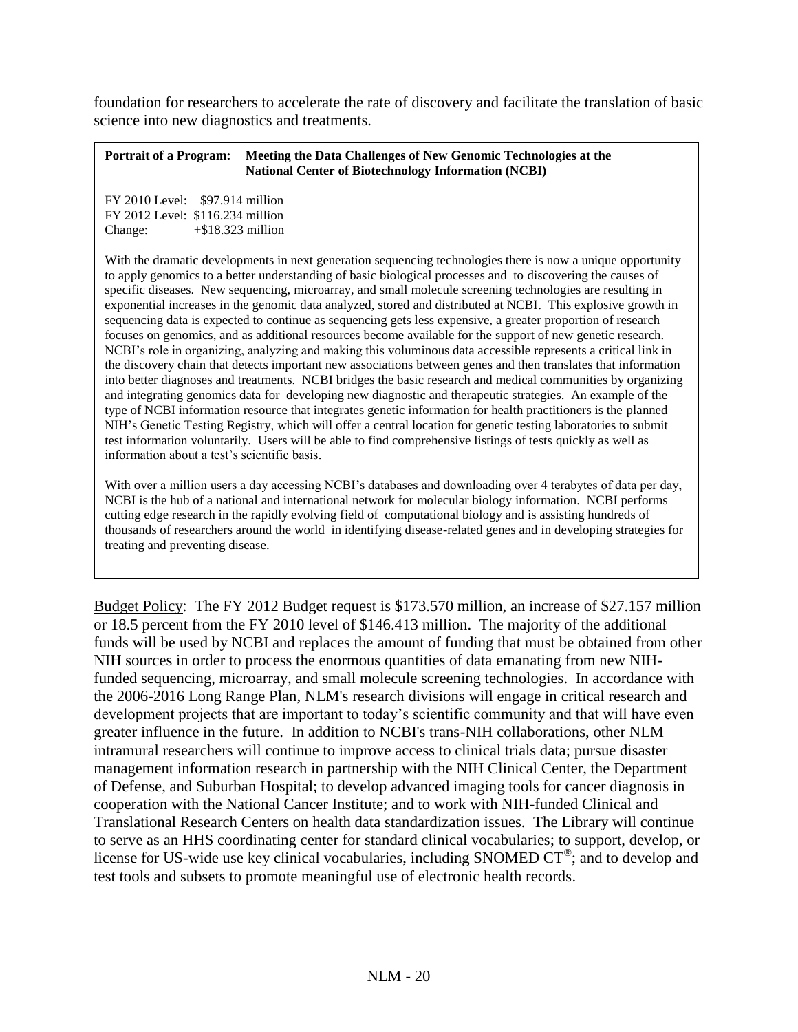foundation for researchers to accelerate the rate of discovery and facilitate the translation of basic science into new diagnostics and treatments.

**Portrait of a Program: Meeting the Data Challenges of New Genomic Technologies at the National Center of Biotechnology Information (NCBI)**

FY 2010 Level: $97.914 million
FY 2012 Level: $116.234 million
Change: +$18.323 million

With the dramatic developments in next generation sequencing technologies there is now a unique opportunity to apply genomics to a better understanding of basic biological processes and to discovering the causes of specific diseases. New sequencing, microarray, and small molecule screening technologies are resulting in exponential increases in the genomic data analyzed, stored and distributed at NCBI. This explosive growth in sequencing data is expected to continue as sequencing gets less expensive, a greater proportion of research focuses on genomics, and as additional resources become available for the support of new genetic research. NCBI's role in organizing, analyzing and making this voluminous data accessible represents a critical link in the discovery chain that detects important new associations between genes and then translates that information into better diagnoses and treatments. NCBI bridges the basic research and medical communities by organizing and integrating genomics data for developing new diagnostic and therapeutic strategies. An example of the type of NCBI information resource that integrates genetic information for health practitioners is the planned NIH's Genetic Testing Registry, which will offer a central location for genetic testing laboratories to submit test information voluntarily. Users will be able to find comprehensive listings of tests quickly as well as information about a test's scientific basis.

With over a million users a day accessing NCBI's databases and downloading over 4 terabytes of data per day, NCBI is the hub of a national and international network for molecular biology information. NCBI performs cutting edge research in the rapidly evolving field of computational biology and is assisting hundreds of thousands of researchers around the world in identifying disease-related genes and in developing strategies for treating and preventing disease.

Budget Policy: The FY 2012 Budget request is $173.570 million, an increase of $27.157 million or 18.5 percent from the FY 2010 level of $146.413 million. The majority of the additional funds will be used by NCBI and replaces the amount of funding that must be obtained from other NIH sources in order to process the enormous quantities of data emanating from new NIH-funded sequencing, microarray, and small molecule screening technologies. In accordance with the 2006-2016 Long Range Plan, NLM's research divisions will engage in critical research and development projects that are important to today's scientific community and that will have even greater influence in the future. In addition to NCBI's trans-NIH collaborations, other NLM intramural researchers will continue to improve access to clinical trials data; pursue disaster management information research in partnership with the NIH Clinical Center, the Department of Defense, and Suburban Hospital; to develop advanced imaging tools for cancer diagnosis in cooperation with the National Cancer Institute; and to work with NIH-funded Clinical and Translational Research Centers on health data standardization issues. The Library will continue to serve as an HHS coordinating center for standard clinical vocabularies; to support, develop, or license for US-wide use key clinical vocabularies, including SNOMED CT®; and to develop and test tools and subsets to promote meaningful use of electronic health records.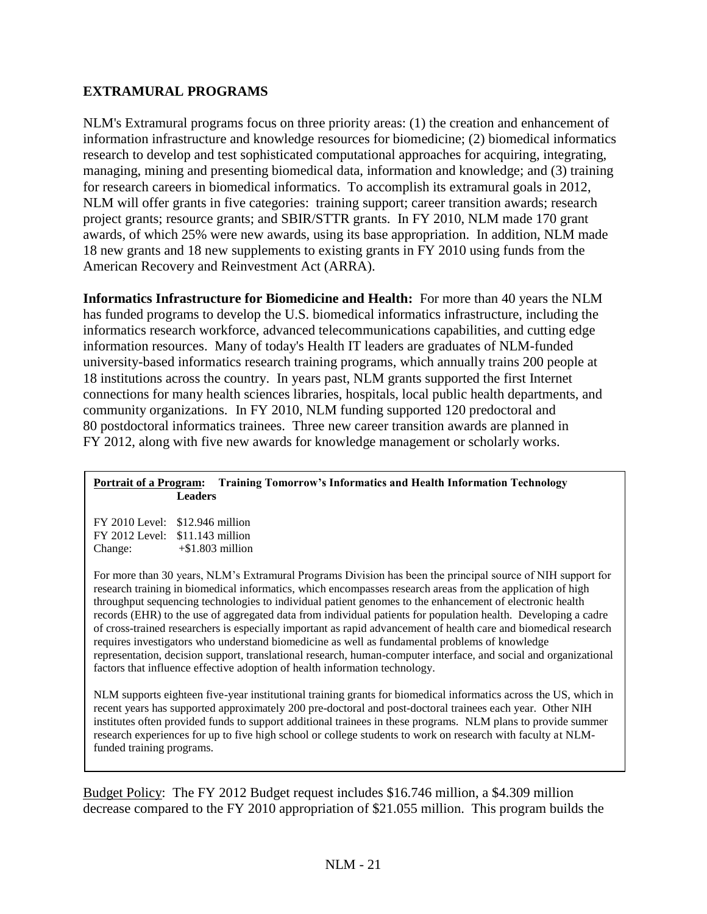## EXTRAMURAL PROGRAMS

NLM's Extramural programs focus on three priority areas: (1) the creation and enhancement of information infrastructure and knowledge resources for biomedicine; (2) biomedical informatics research to develop and test sophisticated computational approaches for acquiring, integrating, managing, mining and presenting biomedical data, information and knowledge; and (3) training for research careers in biomedical informatics. To accomplish its extramural goals in 2012, NLM will offer grants in five categories: training support; career transition awards; research project grants; resource grants; and SBIR/STTR grants. In FY 2010, NLM made 170 grant awards, of which 25% were new awards, using its base appropriation. In addition, NLM made 18 new grants and 18 new supplements to existing grants in FY 2010 using funds from the American Recovery and Reinvestment Act (ARRA).

**Informatics Infrastructure for Biomedicine and Health:** For more than 40 years the NLM has funded programs to develop the U.S. biomedical informatics infrastructure, including the informatics research workforce, advanced telecommunications capabilities, and cutting edge information resources. Many of today's Health IT leaders are graduates of NLM-funded university-based informatics research training programs, which annually trains 200 people at 18 institutions across the country. In years past, NLM grants supported the first Internet connections for many health sciences libraries, hospitals, local public health departments, and community organizations. In FY 2010, NLM funding supported 120 predoctoral and 80 postdoctoral informatics trainees. Three new career transition awards are planned in FY 2012, along with five new awards for knowledge management or scholarly works.

> **Portrait of a Program: Training Tomorrow's Informatics and Health Information Technology Leaders**
>
> FY 2010 Level: $12.946 million
> FY 2012 Level: $11.143 million
> Change: +$1.803 million
>
> For more than 30 years, NLM's Extramural Programs Division has been the principal source of NIH support for research training in biomedical informatics, which encompasses research areas from the application of high throughput sequencing technologies to individual patient genomes to the enhancement of electronic health records (EHR) to the use of aggregated data from individual patients for population health. Developing a cadre of cross-trained researchers is especially important as rapid advancement of health care and biomedical research requires investigators who understand biomedicine as well as fundamental problems of knowledge representation, decision support, translational research, human-computer interface, and social and organizational factors that influence effective adoption of health information technology.
>
> NLM supports eighteen five-year institutional training grants for biomedical informatics across the US, which in recent years has supported approximately 200 pre-doctoral and post-doctoral trainees each year. Other NIH institutes often provided funds to support additional trainees in these programs. NLM plans to provide summer research experiences for up to five high school or college students to work on research with faculty at NLM-funded training programs.

Budget Policy: The FY 2012 Budget request includes $16.746 million, a $4.309 million decrease compared to the FY 2010 appropriation of $21.055 million. This program builds the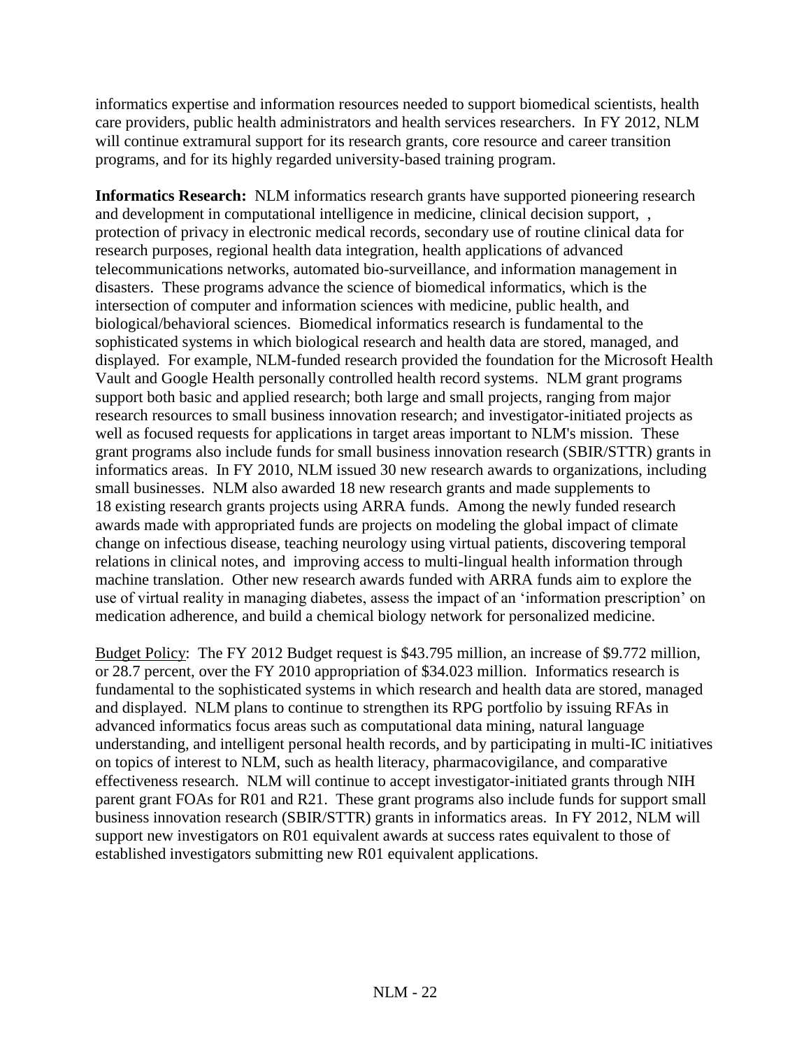informatics expertise and information resources needed to support biomedical scientists, health care providers, public health administrators and health services researchers. In FY 2012, NLM will continue extramural support for its research grants, core resource and career transition programs, and for its highly regarded university-based training program.

**Informatics Research:** NLM informatics research grants have supported pioneering research and development in computational intelligence in medicine, clinical decision support, , protection of privacy in electronic medical records, secondary use of routine clinical data for research purposes, regional health data integration, health applications of advanced telecommunications networks, automated bio-surveillance, and information management in disasters. These programs advance the science of biomedical informatics, which is the intersection of computer and information sciences with medicine, public health, and biological/behavioral sciences. Biomedical informatics research is fundamental to the sophisticated systems in which biological research and health data are stored, managed, and displayed. For example, NLM-funded research provided the foundation for the Microsoft Health Vault and Google Health personally controlled health record systems. NLM grant programs support both basic and applied research; both large and small projects, ranging from major research resources to small business innovation research; and investigator-initiated projects as well as focused requests for applications in target areas important to NLM's mission. These grant programs also include funds for small business innovation research (SBIR/STTR) grants in informatics areas. In FY 2010, NLM issued 30 new research awards to organizations, including small businesses. NLM also awarded 18 new research grants and made supplements to 18 existing research grants projects using ARRA funds. Among the newly funded research awards made with appropriated funds are projects on modeling the global impact of climate change on infectious disease, teaching neurology using virtual patients, discovering temporal relations in clinical notes, and improving access to multi-lingual health information through machine translation. Other new research awards funded with ARRA funds aim to explore the use of virtual reality in managing diabetes, assess the impact of an 'information prescription' on medication adherence, and build a chemical biology network for personalized medicine.

<u>Budget Policy</u>: The FY 2012 Budget request is \$43.795 million, an increase of \$9.772 million, or 28.7 percent, over the FY 2010 appropriation of \$34.023 million. Informatics research is fundamental to the sophisticated systems in which research and health data are stored, managed and displayed. NLM plans to continue to strengthen its RPG portfolio by issuing RFAs in advanced informatics focus areas such as computational data mining, natural language understanding, and intelligent personal health records, and by participating in multi-IC initiatives on topics of interest to NLM, such as health literacy, pharmacovigilance, and comparative effectiveness research. NLM will continue to accept investigator-initiated grants through NIH parent grant FOAs for R01 and R21. These grant programs also include funds for support small business innovation research (SBIR/STTR) grants in informatics areas. In FY 2012, NLM will support new investigators on R01 equivalent awards at success rates equivalent to those of established investigators submitting new R01 equivalent applications.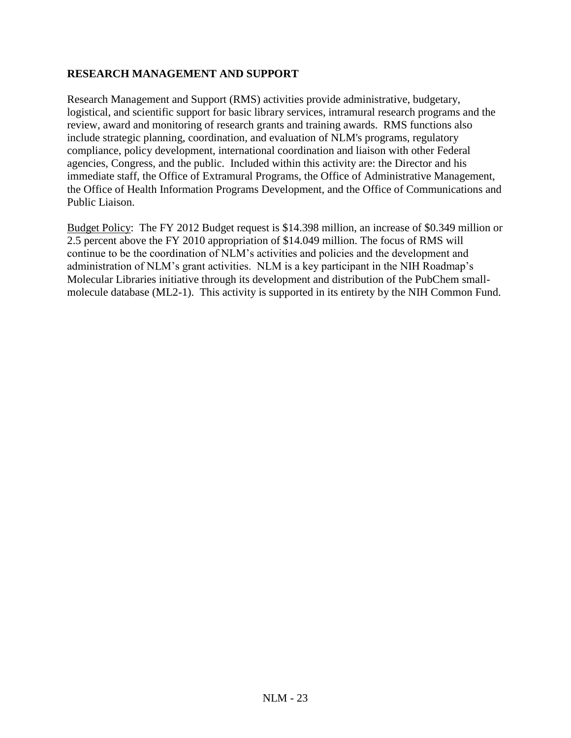## RESEARCH MANAGEMENT AND SUPPORT

Research Management and Support (RMS) activities provide administrative, budgetary, logistical, and scientific support for basic library services, intramural research programs and the review, award and monitoring of research grants and training awards. RMS functions also include strategic planning, coordination, and evaluation of NLM's programs, regulatory compliance, policy development, international coordination and liaison with other Federal agencies, Congress, and the public. Included within this activity are: the Director and his immediate staff, the Office of Extramural Programs, the Office of Administrative Management, the Office of Health Information Programs Development, and the Office of Communications and Public Liaison.

<u>Budget Policy</u>: The FY 2012 Budget request is $14.398 million, an increase of $0.349 million or 2.5 percent above the FY 2010 appropriation of $14.049 million. The focus of RMS will continue to be the coordination of NLM's activities and policies and the development and administration of NLM's grant activities. NLM is a key participant in the NIH Roadmap's Molecular Libraries initiative through its development and distribution of the PubChem small-molecule database (ML2-1). This activity is supported in its entirety by the NIH Common Fund.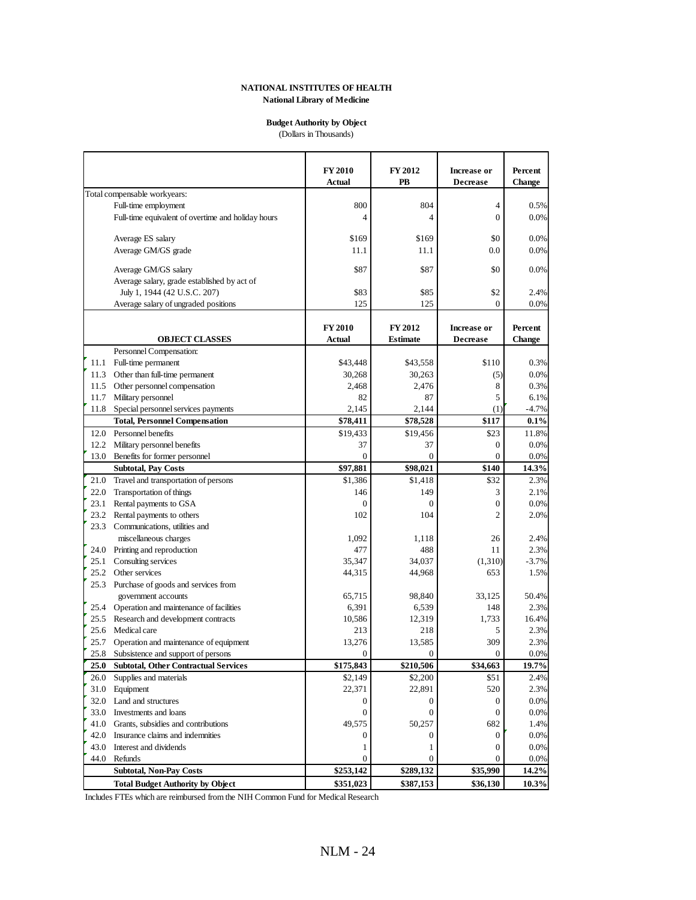**NATIONAL INSTITUTES OF HEALTH**
**National Library of Medicine**

**Budget Authority by Object**
(Dollars in Thousands)

| | | FY 2010 Actual | FY 2012 PB | Increase or Decrease | Percent Change |
|---|---|---|---|---|---|
| Total compensable workyears: | | | | | |
| | Full-time employment | 800 | 804 | 4 | 0.5% |
| | Full-time equivalent of overtime and holiday hours | 4 | 4 | 0 | 0.0% |
| | Average ES salary | $169 | $169 | $0 | 0.0% |
| | Average GM/GS grade | 11.1 | 11.1 | 0.0 | 0.0% |
| | Average GM/GS salary | $87 | $87 | $0 | 0.0% |
| | Average salary, grade established by act of July 1, 1944 (42 U.S.C. 207) | $83 | $85 | $2 | 2.4% |
| | Average salary of ungraded positions | 125 | 125 | 0 | 0.0% |
| | **OBJECT CLASSES** | **FY 2010 Actual** | **FY 2012 Estimate** | **Increase or Decrease** | **Percent Change** |
| | Personnel Compensation: | | | | |
| 11.1 | Full-time permanent | $43,448 | $43,558 | $110 | 0.3% |
| 11.3 | Other than full-time permanent | 30,268 | 30,263 | (5) | 0.0% |
| 11.5 | Other personnel compensation | 2,468 | 2,476 | 8 | 0.3% |
| 11.7 | Military personnel | 82 | 87 | 5 | 6.1% |
| 11.8 | Special personnel services payments | 2,145 | 2,144 | (1) | -4.7% |
| | **Total, Personnel Compensation** | **$78,411** | **$78,528** | **$117** | **0.1%** |
| 12.0 | Personnel benefits | $19,433 | $19,456 | $23 | 11.8% |
| 12.2 | Military personnel benefits | 37 | 37 | 0 | 0.0% |
| 13.0 | Benefits for former personnel | 0 | 0 | 0 | 0.0% |
| | **Subtotal, Pay Costs** | **$97,881** | **$98,021** | **$140** | **14.3%** |
| 21.0 | Travel and transportation of persons | $1,386 | $1,418 | $32 | 2.3% |
| 22.0 | Transportation of things | 146 | 149 | 3 | 2.1% |
| 23.1 | Rental payments to GSA | 0 | 0 | 0 | 0.0% |
| 23.2 | Rental payments to others | 102 | 104 | 2 | 2.0% |
| 23.3 | Communications, utilities and miscellaneous charges | 1,092 | 1,118 | 26 | 2.4% |
| 24.0 | Printing and reproduction | 477 | 488 | 11 | 2.3% |
| 25.1 | Consulting services | 35,347 | 34,037 | (1,310) | -3.7% |
| 25.2 | Other services | 44,315 | 44,968 | 653 | 1.5% |
| 25.3 | Purchase of goods and services from government accounts | 65,715 | 98,840 | 33,125 | 50.4% |
| 25.4 | Operation and maintenance of facilities | 6,391 | 6,539 | 148 | 2.3% |
| 25.5 | Research and development contracts | 10,586 | 12,319 | 1,733 | 16.4% |
| 25.6 | Medical care | 213 | 218 | 5 | 2.3% |
| 25.7 | Operation and maintenance of equipment | 13,276 | 13,585 | 309 | 2.3% |
| 25.8 | Subsistence and support of persons | 0 | 0 | 0 | 0.0% |
| **25.0** | **Subtotal, Other Contractual Services** | **$175,843** | **$210,506** | **$34,663** | **19.7%** |
| 26.0 | Supplies and materials | $2,149 | $2,200 | $51 | 2.4% |
| 31.0 | Equipment | 22,371 | 22,891 | 520 | 2.3% |
| 32.0 | Land and structures | 0 | 0 | 0 | 0.0% |
| 33.0 | Investments and loans | 0 | 0 | 0 | 0.0% |
| 41.0 | Grants, subsidies and contributions | 49,575 | 50,257 | 682 | 1.4% |
| 42.0 | Insurance claims and indemnities | 0 | 0 | 0 | 0.0% |
| 43.0 | Interest and dividends | 1 | 1 | 0 | 0.0% |
| 44.0 | Refunds | 0 | 0 | 0 | 0.0% |
| | **Subtotal, Non-Pay Costs** | **$253,142** | **$289,132** | **$35,990** | **14.2%** |
| | **Total Budget Authority by Object** | **$351,023** | **$387,153** | **$36,130** | **10.3%** |

Includes FTEs which are reimbursed from the NIH Common Fund for Medical Research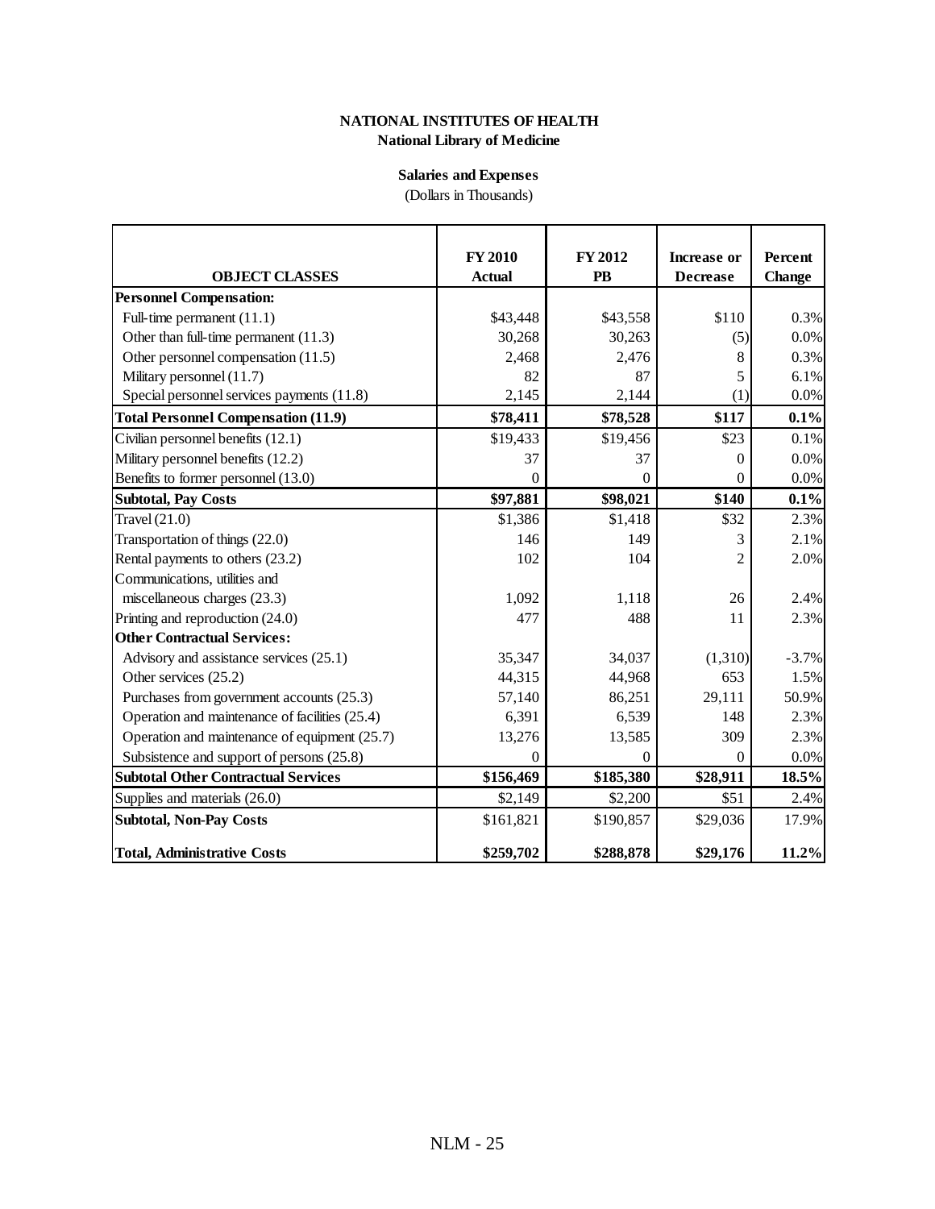**NATIONAL INSTITUTES OF HEALTH**
**National Library of Medicine**

**Salaries and Expenses**
(Dollars in Thousands)

| OBJECT CLASSES | FY 2010 Actual | FY 2012 PB | Increase or Decrease | Percent Change |
|---|---|---|---|---|
| **Personnel Compensation:** | | | | |
| Full-time permanent (11.1) | $43,448 | $43,558 | $110 | 0.3% |
| Other than full-time permanent (11.3) | 30,268 | 30,263 | (5) | 0.0% |
| Other personnel compensation (11.5) | 2,468 | 2,476 | 8 | 0.3% |
| Military personnel (11.7) | 82 | 87 | 5 | 6.1% |
| Special personnel services payments (11.8) | 2,145 | 2,144 | (1) | 0.0% |
| **Total Personnel Compensation (11.9)** | **$78,411** | **$78,528** | **$117** | **0.1%** |
| Civilian personnel benefits (12.1) | $19,433 | $19,456 | $23 | 0.1% |
| Military personnel benefits (12.2) | 37 | 37 | 0 | 0.0% |
| Benefits to former personnel (13.0) | 0 | 0 | 0 | 0.0% |
| **Subtotal, Pay Costs** | **$97,881** | **$98,021** | **$140** | **0.1%** |
| Travel (21.0) | $1,386 | $1,418 | $32 | 2.3% |
| Transportation of things (22.0) | 146 | 149 | 3 | 2.1% |
| Rental payments to others (23.2) | 102 | 104 | 2 | 2.0% |
| Communications, utilities and miscellaneous charges (23.3) | 1,092 | 1,118 | 26 | 2.4% |
| Printing and reproduction (24.0) | 477 | 488 | 11 | 2.3% |
| **Other Contractual Services:** | | | | |
| Advisory and assistance services (25.1) | 35,347 | 34,037 | (1,310) | -3.7% |
| Other services (25.2) | 44,315 | 44,968 | 653 | 1.5% |
| Purchases from government accounts (25.3) | 57,140 | 86,251 | 29,111 | 50.9% |
| Operation and maintenance of facilities (25.4) | 6,391 | 6,539 | 148 | 2.3% |
| Operation and maintenance of equipment (25.7) | 13,276 | 13,585 | 309 | 2.3% |
| Subsistence and support of persons (25.8) | 0 | 0 | 0 | 0.0% |
| **Subtotal Other Contractual Services** | **$156,469** | **$185,380** | **$28,911** | **18.5%** |
| Supplies and materials (26.0) | $2,149 | $2,200 | $51 | 2.4% |
| **Subtotal, Non-Pay Costs** | $161,821 | $190,857 | $29,036 | 17.9% |
| **Total, Administrative Costs** | **$259,702** | **$288,878** | **$29,176** | **11.2%** |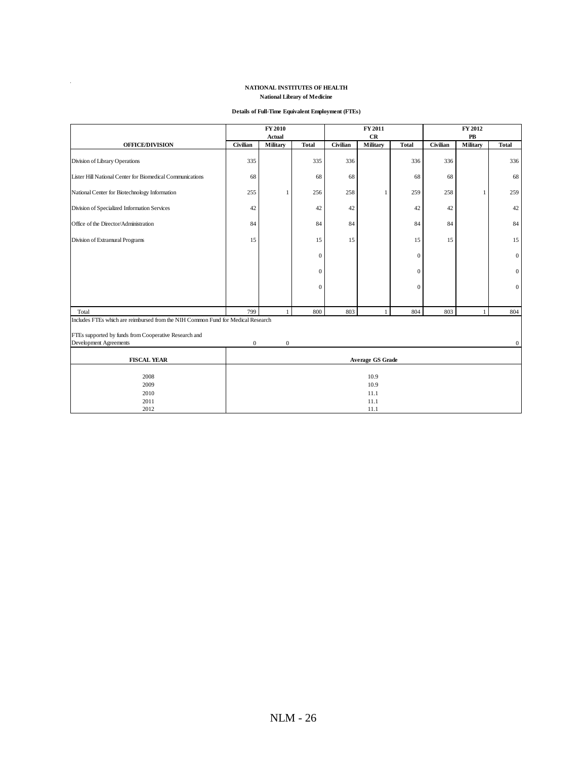**NATIONAL INSTITUTES OF HEALTH**

**National Library of Medicine**

**Details of Full-Time Equivalent Employment (FTEs)**

| OFFICE/DIVISION | FY 2010 Actual | | | FY 2011 CR | | | FY 2012 PB | | |
|---|---|---|---|---|---|---|---|---|---|
| | Civilian | Military | Total | Civilian | Military | Total | Civilian | Military | Total |
| Division of Library Operations | 335 | | 335 | 336 | | 336 | 336 | | 336 |
| Lister Hill National Center for Biomedical Communications | 68 | | 68 | 68 | | 68 | 68 | | 68 |
| National Center for Biotechnology Information | 255 | 1 | 256 | 258 | 1 | 259 | 258 | 1 | 259 |
| Division of Specialized Information Services | 42 | | 42 | 42 | | 42 | 42 | | 42 |
| Office of the Director/Administration | 84 | | 84 | 84 | | 84 | 84 | | 84 |
| Division of Extramural Programs | 15 | | 15 | 15 | | 15 | 15 | | 15 |
| | | | 0 | | | 0 | | | 0 |
| | | | 0 | | | 0 | | | 0 |
| | | | 0 | | | 0 | | | 0 |
| Total | 799 | 1 | 800 | 803 | 1 | 804 | 803 | 1 | 804 |

Includes FTEs which are reimbursed from the NIH Common Fund for Medical Research

| | | | |
|---|---|---|---|
| FTEs supported by funds from Cooperative Research and Development Agreements | 0 | 0 | 0 |

| FISCAL YEAR | Average GS Grade |
|---|---|
| 2008 | 10.9 |
| 2009 | 10.9 |
| 2010 | 11.1 |
| 2011 | 11.1 |
| 2012 | 11.1 |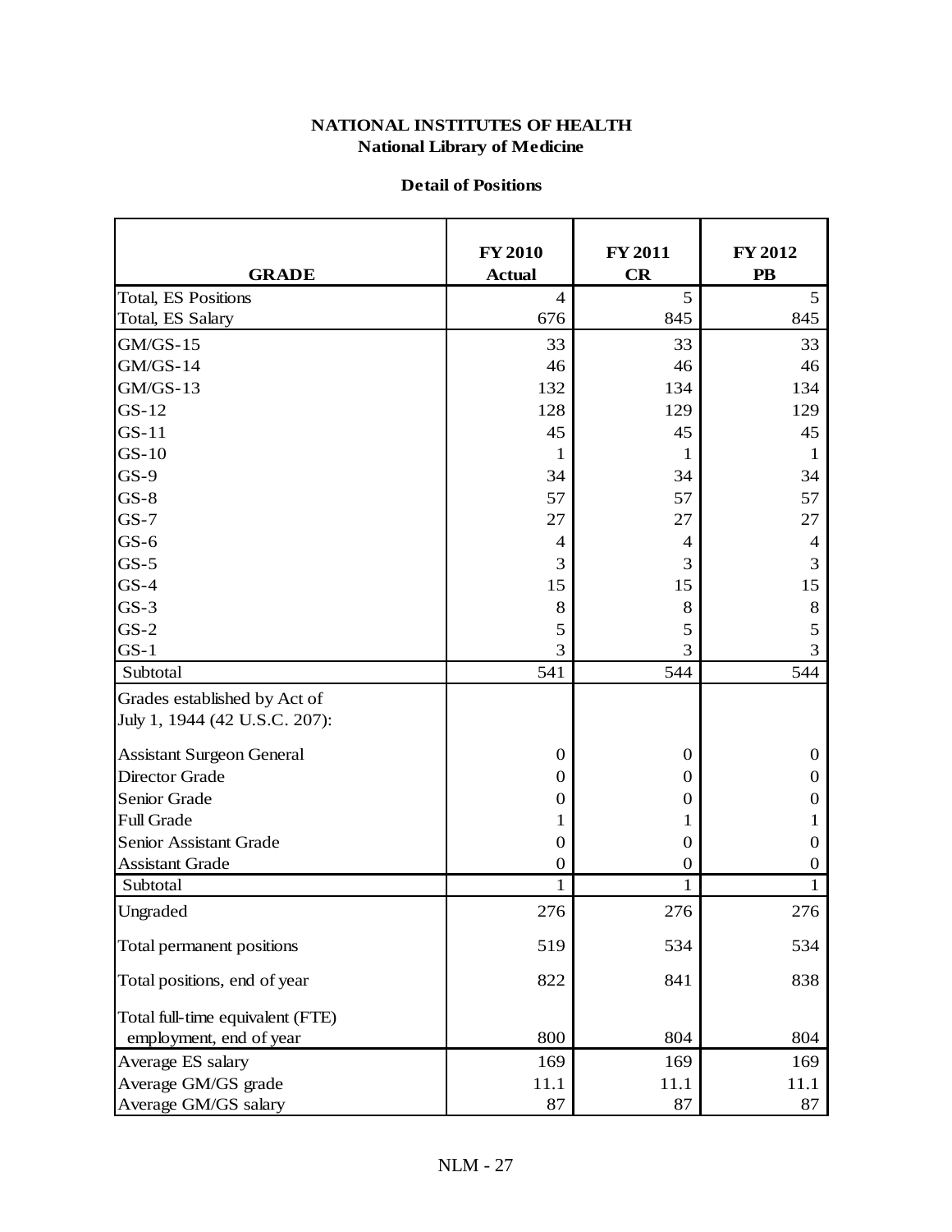**NATIONAL INSTITUTES OF HEALTH**
**National Library of Medicine**

**Detail of Positions**

| GRADE | FY 2010 Actual | FY 2011 CR | FY 2012 PB |
|---|---|---|---|
| Total, ES Positions | 4 | 5 | 5 |
| Total, ES Salary | 676 | 845 | 845 |
| GM/GS-15 | 33 | 33 | 33 |
| GM/GS-14 | 46 | 46 | 46 |
| GM/GS-13 | 132 | 134 | 134 |
| GS-12 | 128 | 129 | 129 |
| GS-11 | 45 | 45 | 45 |
| GS-10 | 1 | 1 | 1 |
| GS-9 | 34 | 34 | 34 |
| GS-8 | 57 | 57 | 57 |
| GS-7 | 27 | 27 | 27 |
| GS-6 | 4 | 4 | 4 |
| GS-5 | 3 | 3 | 3 |
| GS-4 | 15 | 15 | 15 |
| GS-3 | 8 | 8 | 8 |
| GS-2 | 5 | 5 | 5 |
| GS-1 | 3 | 3 | 3 |
| Subtotal | 541 | 544 | 544 |
| Grades established by Act of July 1, 1944 (42 U.S.C. 207): | | | |
| Assistant Surgeon General | 0 | 0 | 0 |
| Director Grade | 0 | 0 | 0 |
| Senior Grade | 0 | 0 | 0 |
| Full Grade | 1 | 1 | 1 |
| Senior Assistant Grade | 0 | 0 | 0 |
| Assistant Grade | 0 | 0 | 0 |
| Subtotal | 1 | 1 | 1 |
| Ungraded | 276 | 276 | 276 |
| Total permanent positions | 519 | 534 | 534 |
| Total positions, end of year | 822 | 841 | 838 |
| Total full-time equivalent (FTE) employment, end of year | 800 | 804 | 804 |
| Average ES salary | 169 | 169 | 169 |
| Average GM/GS grade | 11.1 | 11.1 | 11.1 |
| Average GM/GS salary | 87 | 87 | 87 |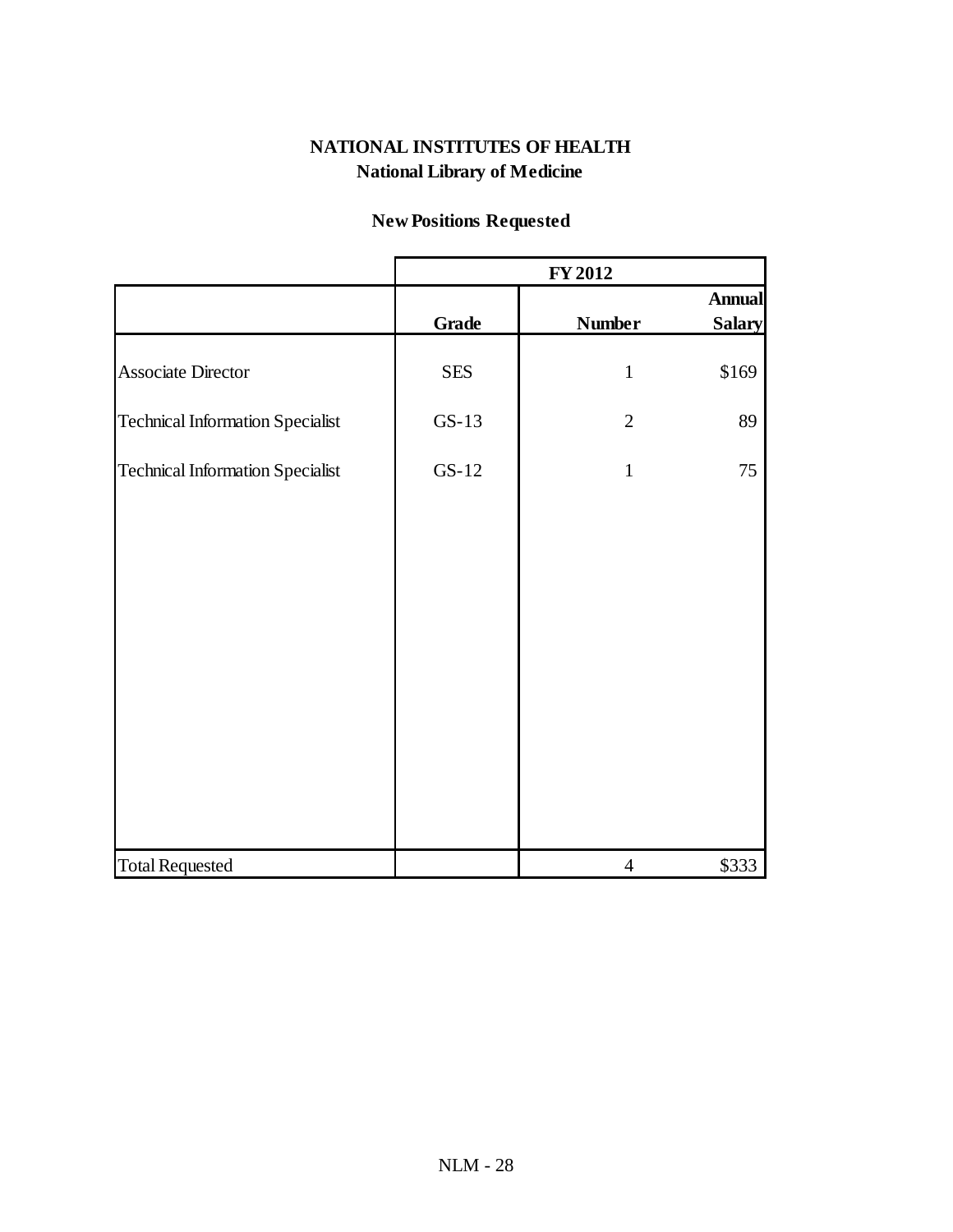# NATIONAL INSTITUTES OF HEALTH
## National Library of Medicine

### New Positions Requested

| | FY 2012 | | |
|---|---|---|---|
| | Grade | Number | Annual Salary |
| Associate Director | SES | 1 | $169 |
| Technical Information Specialist | GS-13 | 2 | 89 |
| Technical Information Specialist | GS-12 | 1 | 75 |
| Total Requested | | 4 | $333 |